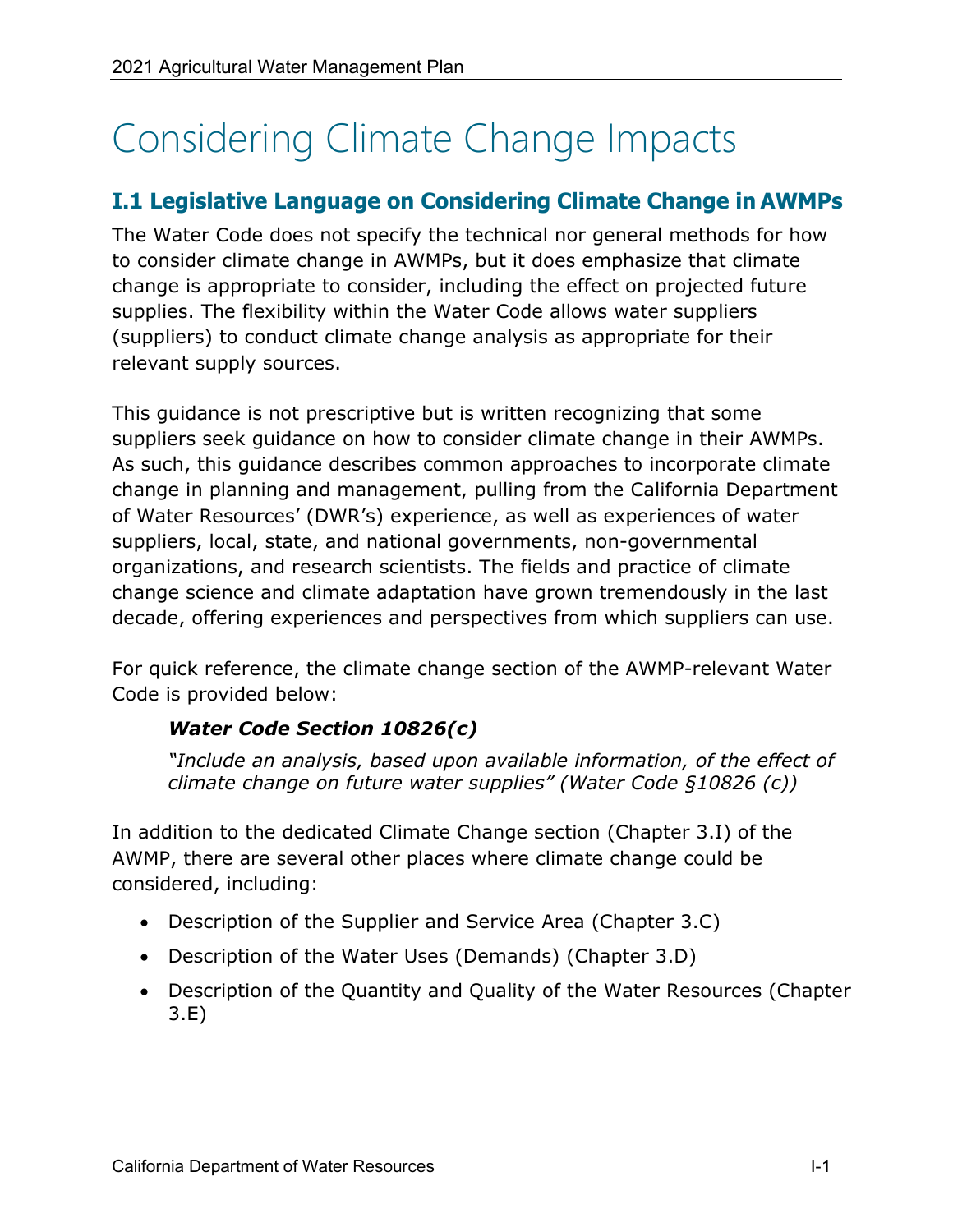# Considering Climate Change Impacts

## I.1 Legislative Language on Considering Climate Change in AWMPs

The Water Code does not specify the technical nor general methods for how to consider climate change in AWMPs, but it does emphasize that climate change is appropriate to consider, including the effect on projected future supplies. The flexibility within the Water Code allows water suppliers (suppliers) to conduct climate change analysis as appropriate for their relevant supply sources.

This guidance is not prescriptive but is written recognizing that some suppliers seek guidance on how to consider climate change in their AWMPs. As such, this guidance describes common approaches to incorporate climate change in planning and management, pulling from the California Department of Water Resources' (DWR's) experience, as well as experiences of water suppliers, local, state, and national governments, non-governmental organizations, and research scientists. The fields and practice of climate change science and climate adaptation have grown tremendously in the last decade, offering experiences and perspectives from which suppliers can use.

For quick reference, the climate change section of the AWMP-relevant Water Code is provided below:

> ***Water Code Section 10826(c)***
>
> *"Include an analysis, based upon available information, of the effect of climate change on future water supplies" (Water Code §10826 (c))*

In addition to the dedicated Climate Change section (Chapter 3.I) of the AWMP, there are several other places where climate change could be considered, including:

- Description of the Supplier and Service Area (Chapter 3.C)
- Description of the Water Uses (Demands) (Chapter 3.D)
- Description of the Quantity and Quality of the Water Resources (Chapter 3.E)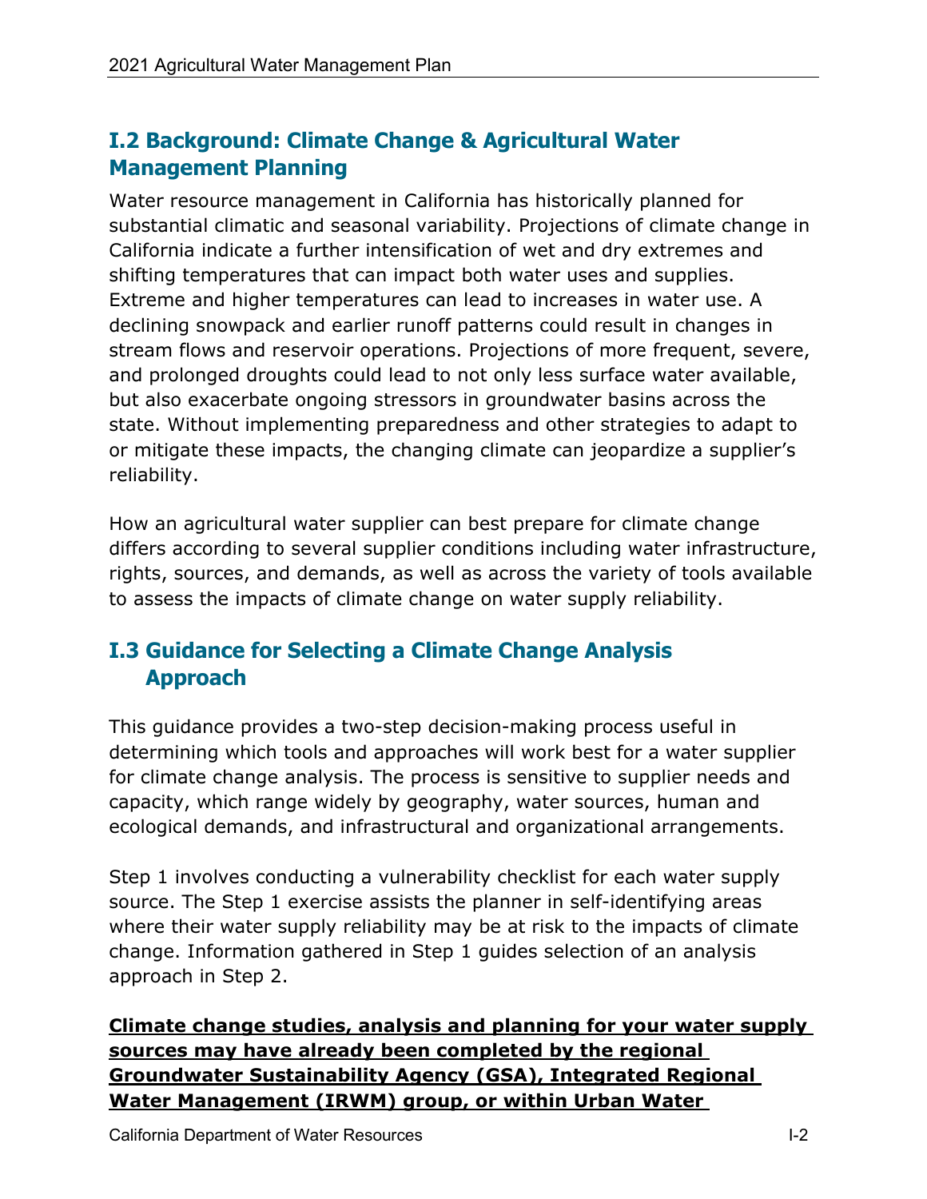## I.2 Background: Climate Change & Agricultural Water Management Planning

Water resource management in California has historically planned for substantial climatic and seasonal variability. Projections of climate change in California indicate a further intensification of wet and dry extremes and shifting temperatures that can impact both water uses and supplies. Extreme and higher temperatures can lead to increases in water use. A declining snowpack and earlier runoff patterns could result in changes in stream flows and reservoir operations. Projections of more frequent, severe, and prolonged droughts could lead to not only less surface water available, but also exacerbate ongoing stressors in groundwater basins across the state. Without implementing preparedness and other strategies to adapt to or mitigate these impacts, the changing climate can jeopardize a supplier's reliability.

How an agricultural water supplier can best prepare for climate change differs according to several supplier conditions including water infrastructure, rights, sources, and demands, as well as across the variety of tools available to assess the impacts of climate change on water supply reliability.

## I.3 Guidance for Selecting a Climate Change Analysis Approach

This guidance provides a two-step decision-making process useful in determining which tools and approaches will work best for a water supplier for climate change analysis. The process is sensitive to supplier needs and capacity, which range widely by geography, water sources, human and ecological demands, and infrastructural and organizational arrangements.

Step 1 involves conducting a vulnerability checklist for each water supply source. The Step 1 exercise assists the planner in self-identifying areas where their water supply reliability may be at risk to the impacts of climate change. Information gathered in Step 1 guides selection of an analysis approach in Step 2.

**Climate change studies, analysis and planning for your water supply sources may have already been completed by the regional Groundwater Sustainability Agency (GSA), Integrated Regional Water Management (IRWM) group, or within Urban Water**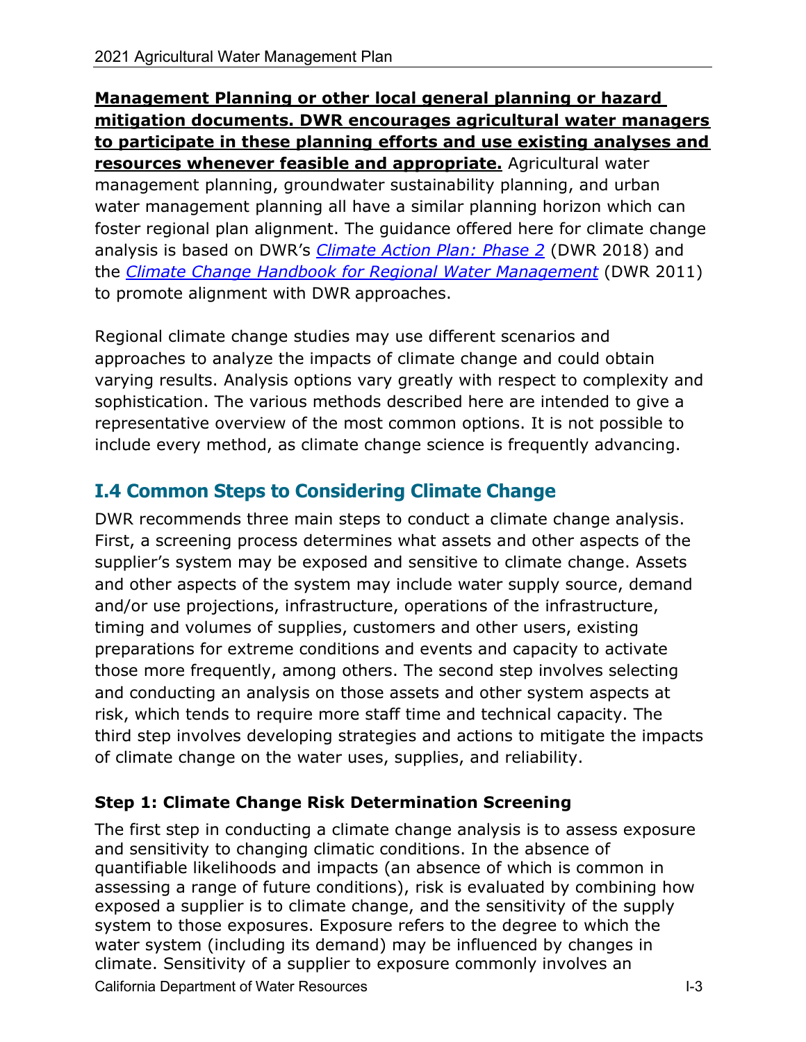**Management Planning or other local general planning or hazard mitigation documents. DWR encourages agricultural water managers to participate in these planning efforts and use existing analyses and resources whenever feasible and appropriate.** Agricultural water management planning, groundwater sustainability planning, and urban water management planning all have a similar planning horizon which can foster regional plan alignment. The guidance offered here for climate change analysis is based on DWR's *Climate Action Plan: Phase 2* (DWR 2018) and the *Climate Change Handbook for Regional Water Management* (DWR 2011) to promote alignment with DWR approaches.

Regional climate change studies may use different scenarios and approaches to analyze the impacts of climate change and could obtain varying results. Analysis options vary greatly with respect to complexity and sophistication. The various methods described here are intended to give a representative overview of the most common options. It is not possible to include every method, as climate change science is frequently advancing.

## I.4 Common Steps to Considering Climate Change

DWR recommends three main steps to conduct a climate change analysis. First, a screening process determines what assets and other aspects of the supplier's system may be exposed and sensitive to climate change. Assets and other aspects of the system may include water supply source, demand and/or use projections, infrastructure, operations of the infrastructure, timing and volumes of supplies, customers and other users, existing preparations for extreme conditions and events and capacity to activate those more frequently, among others. The second step involves selecting and conducting an analysis on those assets and other system aspects at risk, which tends to require more staff time and technical capacity. The third step involves developing strategies and actions to mitigate the impacts of climate change on the water uses, supplies, and reliability.

### Step 1: Climate Change Risk Determination Screening

The first step in conducting a climate change analysis is to assess exposure and sensitivity to changing climatic conditions. In the absence of quantifiable likelihoods and impacts (an absence of which is common in assessing a range of future conditions), risk is evaluated by combining how exposed a supplier is to climate change, and the sensitivity of the supply system to those exposures. Exposure refers to the degree to which the water system (including its demand) may be influenced by changes in climate. Sensitivity of a supplier to exposure commonly involves an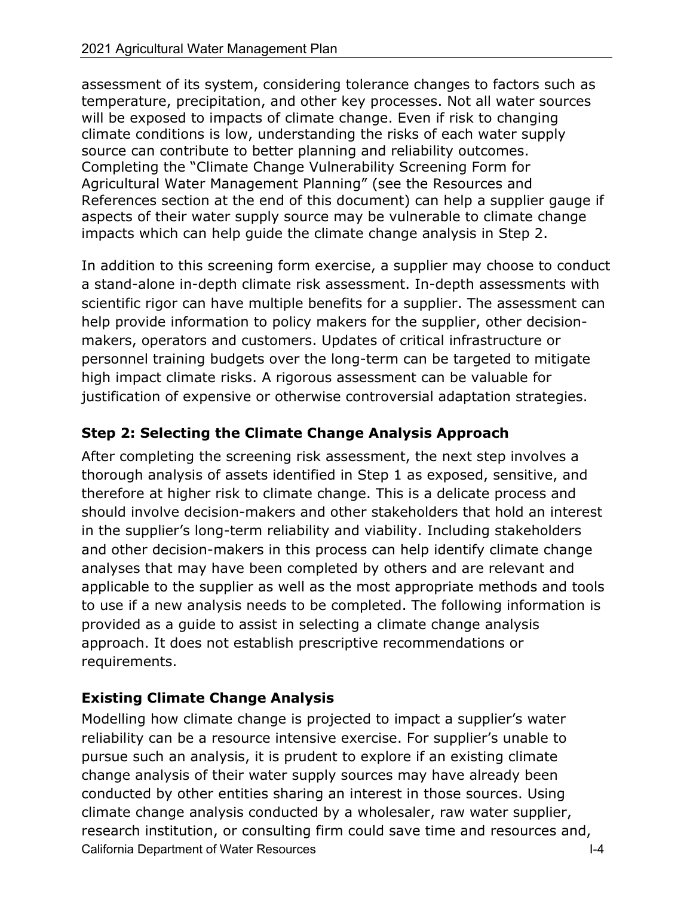assessment of its system, considering tolerance changes to factors such as temperature, precipitation, and other key processes. Not all water sources will be exposed to impacts of climate change. Even if risk to changing climate conditions is low, understanding the risks of each water supply source can contribute to better planning and reliability outcomes. Completing the "Climate Change Vulnerability Screening Form for Agricultural Water Management Planning" (see the Resources and References section at the end of this document) can help a supplier gauge if aspects of their water supply source may be vulnerable to climate change impacts which can help guide the climate change analysis in Step 2.

In addition to this screening form exercise, a supplier may choose to conduct a stand-alone in-depth climate risk assessment. In-depth assessments with scientific rigor can have multiple benefits for a supplier. The assessment can help provide information to policy makers for the supplier, other decision-makers, operators and customers. Updates of critical infrastructure or personnel training budgets over the long-term can be targeted to mitigate high impact climate risks. A rigorous assessment can be valuable for justification of expensive or otherwise controversial adaptation strategies.

### Step 2: Selecting the Climate Change Analysis Approach

After completing the screening risk assessment, the next step involves a thorough analysis of assets identified in Step 1 as exposed, sensitive, and therefore at higher risk to climate change. This is a delicate process and should involve decision-makers and other stakeholders that hold an interest in the supplier's long-term reliability and viability. Including stakeholders and other decision-makers in this process can help identify climate change analyses that may have been completed by others and are relevant and applicable to the supplier as well as the most appropriate methods and tools to use if a new analysis needs to be completed. The following information is provided as a guide to assist in selecting a climate change analysis approach. It does not establish prescriptive recommendations or requirements.

### Existing Climate Change Analysis

Modelling how climate change is projected to impact a supplier's water reliability can be a resource intensive exercise. For supplier's unable to pursue such an analysis, it is prudent to explore if an existing climate change analysis of their water supply sources may have already been conducted by other entities sharing an interest in those sources. Using climate change analysis conducted by a wholesaler, raw water supplier, research institution, or consulting firm could save time and resources and,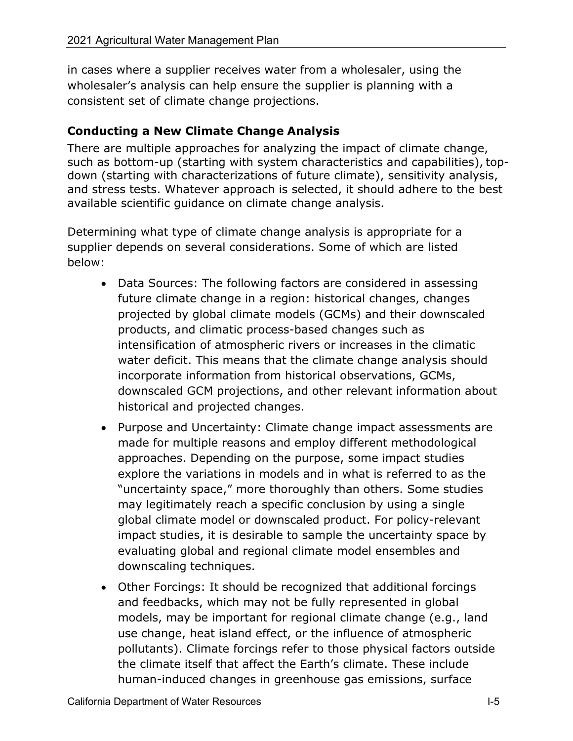in cases where a supplier receives water from a wholesaler, using the wholesaler's analysis can help ensure the supplier is planning with a consistent set of climate change projections.

### Conducting a New Climate Change Analysis

There are multiple approaches for analyzing the impact of climate change, such as bottom-up (starting with system characteristics and capabilities), top-down (starting with characterizations of future climate), sensitivity analysis, and stress tests. Whatever approach is selected, it should adhere to the best available scientific guidance on climate change analysis.

Determining what type of climate change analysis is appropriate for a supplier depends on several considerations. Some of which are listed below:

- Data Sources: The following factors are considered in assessing future climate change in a region: historical changes, changes projected by global climate models (GCMs) and their downscaled products, and climatic process-based changes such as intensification of atmospheric rivers or increases in the climatic water deficit. This means that the climate change analysis should incorporate information from historical observations, GCMs, downscaled GCM projections, and other relevant information about historical and projected changes.
- Purpose and Uncertainty: Climate change impact assessments are made for multiple reasons and employ different methodological approaches. Depending on the purpose, some impact studies explore the variations in models and in what is referred to as the "uncertainty space," more thoroughly than others. Some studies may legitimately reach a specific conclusion by using a single global climate model or downscaled product. For policy-relevant impact studies, it is desirable to sample the uncertainty space by evaluating global and regional climate model ensembles and downscaling techniques.
- Other Forcings: It should be recognized that additional forcings and feedbacks, which may not be fully represented in global models, may be important for regional climate change (e.g., land use change, heat island effect, or the influence of atmospheric pollutants). Climate forcings refer to those physical factors outside the climate itself that affect the Earth's climate. These include human-induced changes in greenhouse gas emissions, surface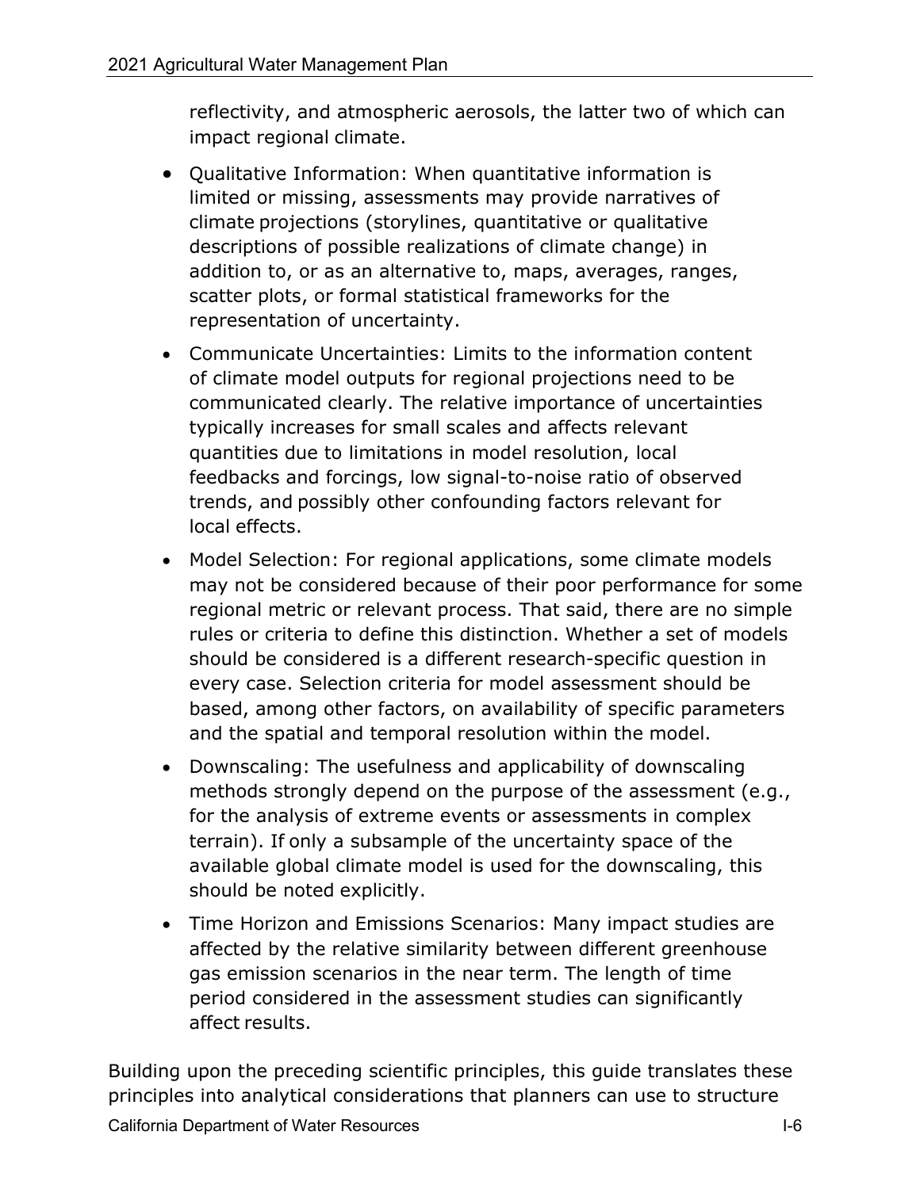reflectivity, and atmospheric aerosols, the latter two of which can impact regional climate.

- Qualitative Information: When quantitative information is limited or missing, assessments may provide narratives of climate projections (storylines, quantitative or qualitative descriptions of possible realizations of climate change) in addition to, or as an alternative to, maps, averages, ranges, scatter plots, or formal statistical frameworks for the representation of uncertainty.
- Communicate Uncertainties: Limits to the information content of climate model outputs for regional projections need to be communicated clearly. The relative importance of uncertainties typically increases for small scales and affects relevant quantities due to limitations in model resolution, local feedbacks and forcings, low signal-to-noise ratio of observed trends, and possibly other confounding factors relevant for local effects.
- Model Selection: For regional applications, some climate models may not be considered because of their poor performance for some regional metric or relevant process. That said, there are no simple rules or criteria to define this distinction. Whether a set of models should be considered is a different research-specific question in every case. Selection criteria for model assessment should be based, among other factors, on availability of specific parameters and the spatial and temporal resolution within the model.
- Downscaling: The usefulness and applicability of downscaling methods strongly depend on the purpose of the assessment (e.g., for the analysis of extreme events or assessments in complex terrain). If only a subsample of the uncertainty space of the available global climate model is used for the downscaling, this should be noted explicitly.
- Time Horizon and Emissions Scenarios: Many impact studies are affected by the relative similarity between different greenhouse gas emission scenarios in the near term. The length of time period considered in the assessment studies can significantly affect results.

Building upon the preceding scientific principles, this guide translates these principles into analytical considerations that planners can use to structure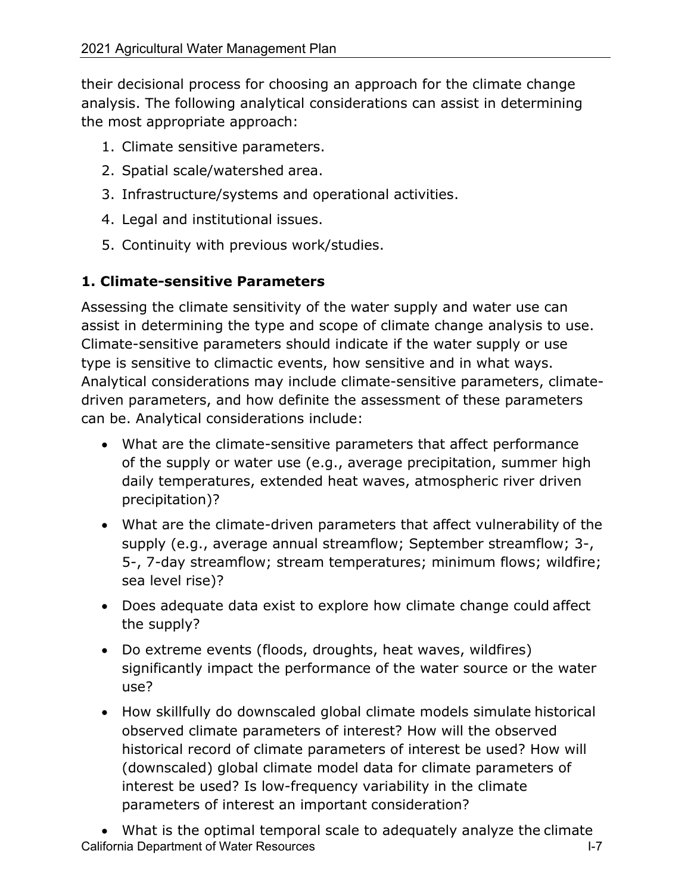their decisional process for choosing an approach for the climate change analysis. The following analytical considerations can assist in determining the most appropriate approach:

1. Climate sensitive parameters.
2. Spatial scale/watershed area.
3. Infrastructure/systems and operational activities.
4. Legal and institutional issues.
5. Continuity with previous work/studies.

### 1. Climate-sensitive Parameters

Assessing the climate sensitivity of the water supply and water use can assist in determining the type and scope of climate change analysis to use. Climate-sensitive parameters should indicate if the water supply or use type is sensitive to climactic events, how sensitive and in what ways. Analytical considerations may include climate-sensitive parameters, climate-driven parameters, and how definite the assessment of these parameters can be. Analytical considerations include:

- What are the climate-sensitive parameters that affect performance of the supply or water use (e.g., average precipitation, summer high daily temperatures, extended heat waves, atmospheric river driven precipitation)?
- What are the climate-driven parameters that affect vulnerability of the supply (e.g., average annual streamflow; September streamflow; 3-, 5-, 7-day streamflow; stream temperatures; minimum flows; wildfire; sea level rise)?
- Does adequate data exist to explore how climate change could affect the supply?
- Do extreme events (floods, droughts, heat waves, wildfires) significantly impact the performance of the water source or the water use?
- How skillfully do downscaled global climate models simulate historical observed climate parameters of interest? How will the observed historical record of climate parameters of interest be used? How will (downscaled) global climate model data for climate parameters of interest be used? Is low-frequency variability in the climate parameters of interest an important consideration?
- What is the optimal temporal scale to adequately analyze the climate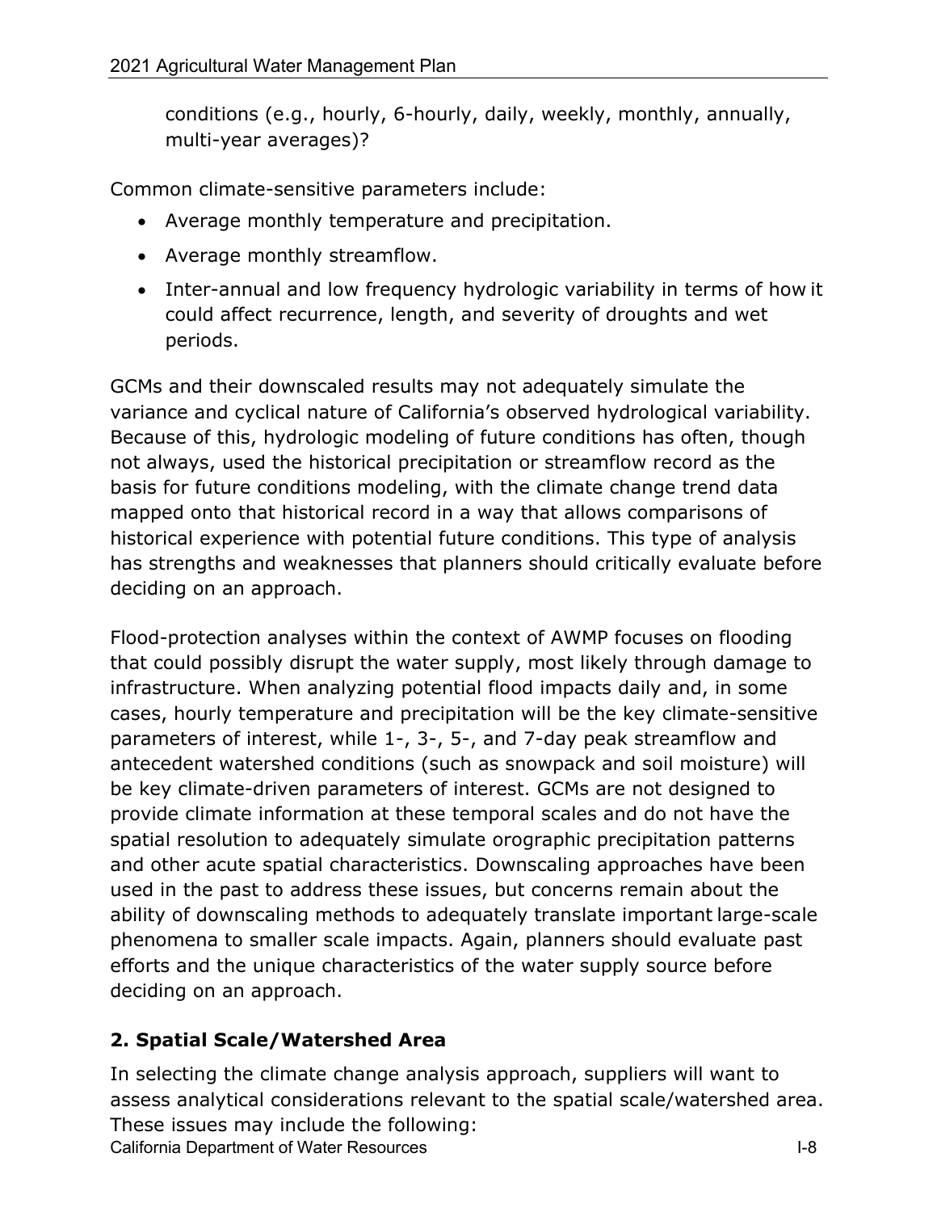conditions (e.g., hourly, 6-hourly, daily, weekly, monthly, annually, multi-year averages)?

Common climate-sensitive parameters include:

- Average monthly temperature and precipitation.
- Average monthly streamflow.
- Inter-annual and low frequency hydrologic variability in terms of how it could affect recurrence, length, and severity of droughts and wet periods.

GCMs and their downscaled results may not adequately simulate the variance and cyclical nature of California's observed hydrological variability. Because of this, hydrologic modeling of future conditions has often, though not always, used the historical precipitation or streamflow record as the basis for future conditions modeling, with the climate change trend data mapped onto that historical record in a way that allows comparisons of historical experience with potential future conditions. This type of analysis has strengths and weaknesses that planners should critically evaluate before deciding on an approach.

Flood-protection analyses within the context of AWMP focuses on flooding that could possibly disrupt the water supply, most likely through damage to infrastructure. When analyzing potential flood impacts daily and, in some cases, hourly temperature and precipitation will be the key climate-sensitive parameters of interest, while 1-, 3-, 5-, and 7-day peak streamflow and antecedent watershed conditions (such as snowpack and soil moisture) will be key climate-driven parameters of interest. GCMs are not designed to provide climate information at these temporal scales and do not have the spatial resolution to adequately simulate orographic precipitation patterns and other acute spatial characteristics. Downscaling approaches have been used in the past to address these issues, but concerns remain about the ability of downscaling methods to adequately translate important large-scale phenomena to smaller scale impacts. Again, planners should evaluate past efforts and the unique characteristics of the water supply source before deciding on an approach.

### 2. Spatial Scale/Watershed Area

In selecting the climate change analysis approach, suppliers will want to assess analytical considerations relevant to the spatial scale/watershed area. These issues may include the following: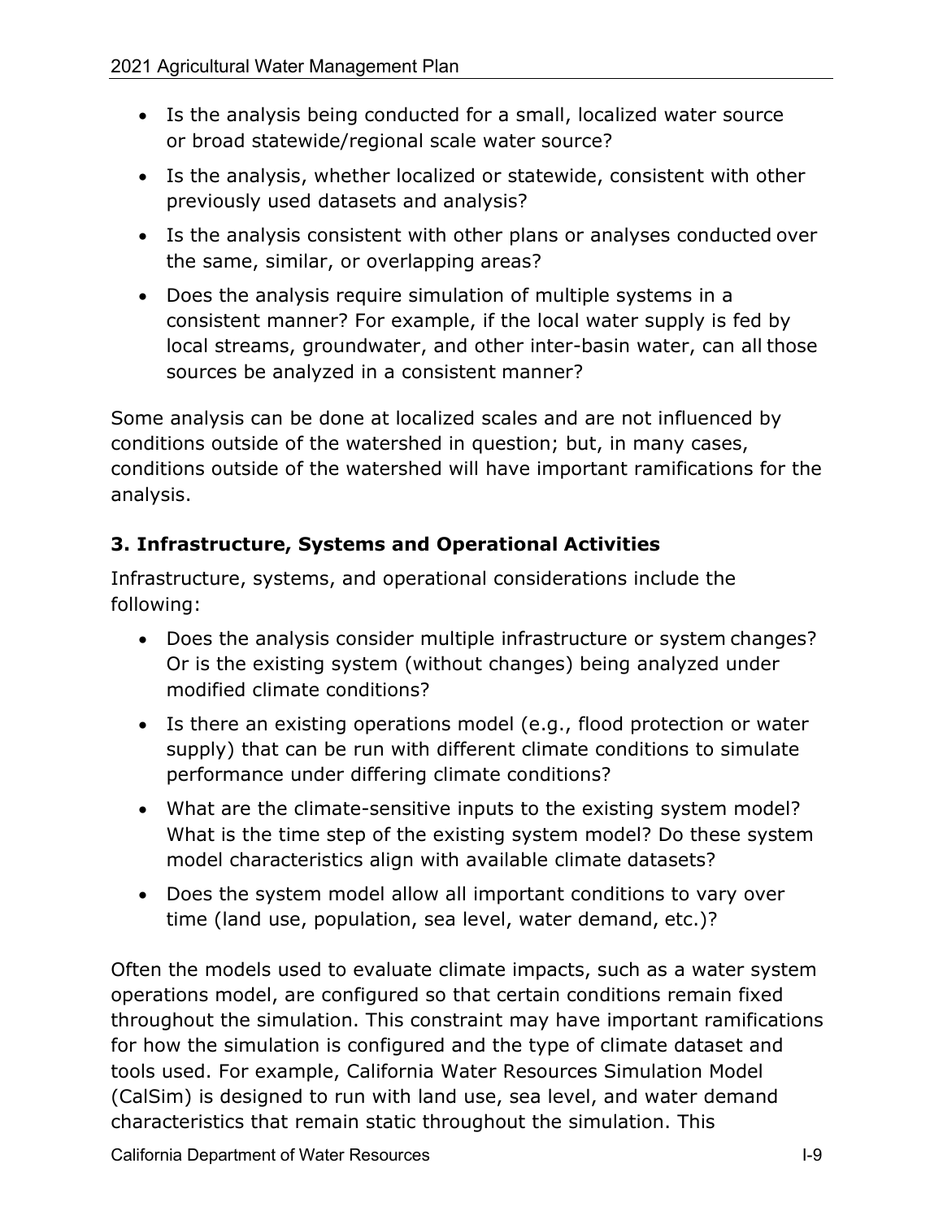- Is the analysis being conducted for a small, localized water source or broad statewide/regional scale water source?
- Is the analysis, whether localized or statewide, consistent with other previously used datasets and analysis?
- Is the analysis consistent with other plans or analyses conducted over the same, similar, or overlapping areas?
- Does the analysis require simulation of multiple systems in a consistent manner? For example, if the local water supply is fed by local streams, groundwater, and other inter-basin water, can all those sources be analyzed in a consistent manner?

Some analysis can be done at localized scales and are not influenced by conditions outside of the watershed in question; but, in many cases, conditions outside of the watershed will have important ramifications for the analysis.

### 3. Infrastructure, Systems and Operational Activities

Infrastructure, systems, and operational considerations include the following:

- Does the analysis consider multiple infrastructure or system changes? Or is the existing system (without changes) being analyzed under modified climate conditions?
- Is there an existing operations model (e.g., flood protection or water supply) that can be run with different climate conditions to simulate performance under differing climate conditions?
- What are the climate-sensitive inputs to the existing system model? What is the time step of the existing system model? Do these system model characteristics align with available climate datasets?
- Does the system model allow all important conditions to vary over time (land use, population, sea level, water demand, etc.)?

Often the models used to evaluate climate impacts, such as a water system operations model, are configured so that certain conditions remain fixed throughout the simulation. This constraint may have important ramifications for how the simulation is configured and the type of climate dataset and tools used. For example, California Water Resources Simulation Model (CalSim) is designed to run with land use, sea level, and water demand characteristics that remain static throughout the simulation. This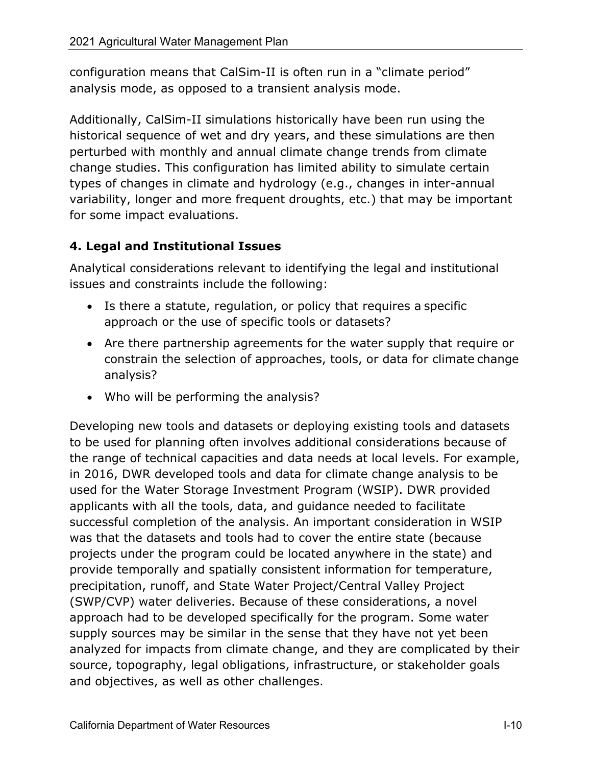configuration means that CalSim-II is often run in a "climate period" analysis mode, as opposed to a transient analysis mode.

Additionally, CalSim-II simulations historically have been run using the historical sequence of wet and dry years, and these simulations are then perturbed with monthly and annual climate change trends from climate change studies. This configuration has limited ability to simulate certain types of changes in climate and hydrology (e.g., changes in inter-annual variability, longer and more frequent droughts, etc.) that may be important for some impact evaluations.

### 4. Legal and Institutional Issues

Analytical considerations relevant to identifying the legal and institutional issues and constraints include the following:

- Is there a statute, regulation, or policy that requires a specific approach or the use of specific tools or datasets?
- Are there partnership agreements for the water supply that require or constrain the selection of approaches, tools, or data for climate change analysis?
- Who will be performing the analysis?

Developing new tools and datasets or deploying existing tools and datasets to be used for planning often involves additional considerations because of the range of technical capacities and data needs at local levels. For example, in 2016, DWR developed tools and data for climate change analysis to be used for the Water Storage Investment Program (WSIP). DWR provided applicants with all the tools, data, and guidance needed to facilitate successful completion of the analysis. An important consideration in WSIP was that the datasets and tools had to cover the entire state (because projects under the program could be located anywhere in the state) and provide temporally and spatially consistent information for temperature, precipitation, runoff, and State Water Project/Central Valley Project (SWP/CVP) water deliveries. Because of these considerations, a novel approach had to be developed specifically for the program. Some water supply sources may be similar in the sense that they have not yet been analyzed for impacts from climate change, and they are complicated by their source, topography, legal obligations, infrastructure, or stakeholder goals and objectives, as well as other challenges.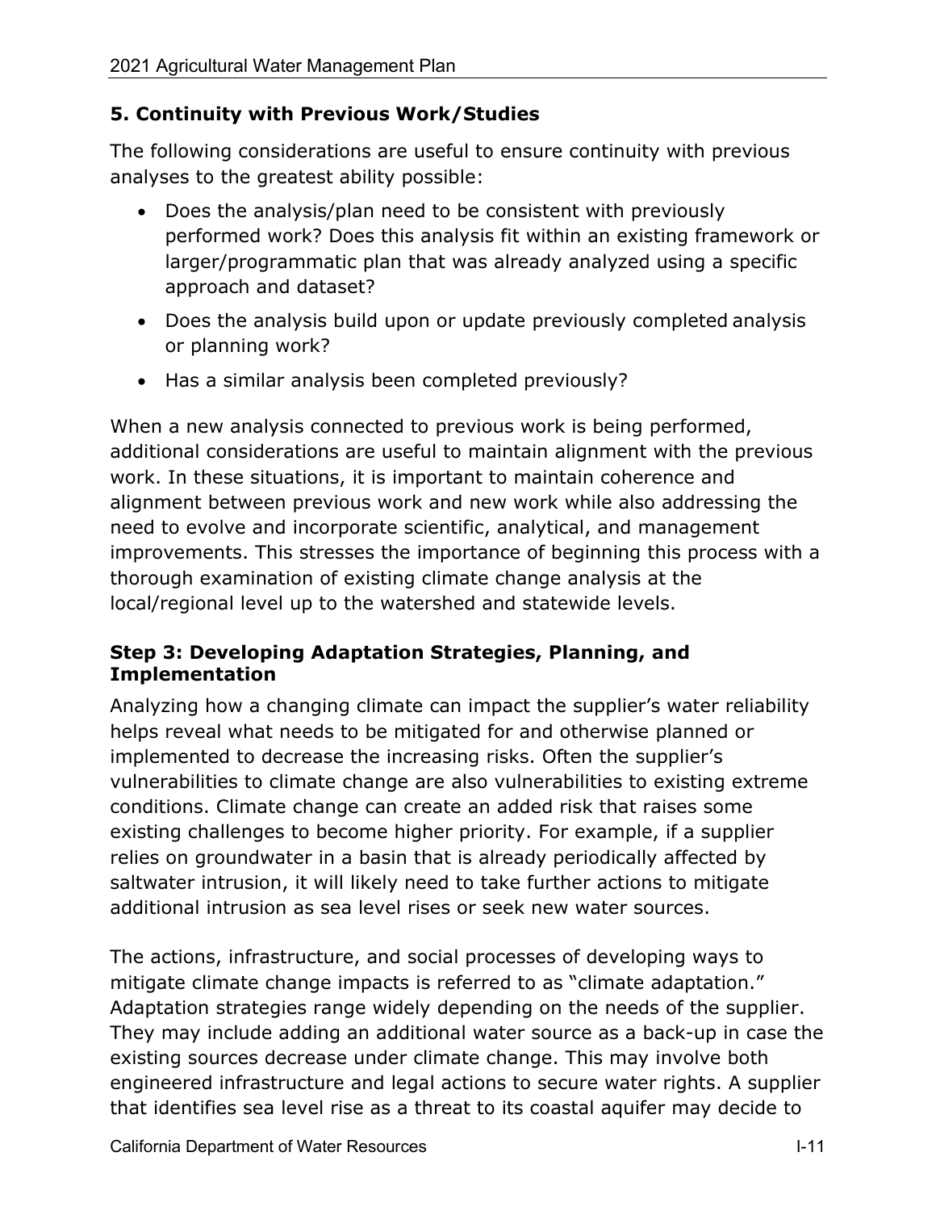### 5. Continuity with Previous Work/Studies

The following considerations are useful to ensure continuity with previous analyses to the greatest ability possible:

- Does the analysis/plan need to be consistent with previously performed work? Does this analysis fit within an existing framework or larger/programmatic plan that was already analyzed using a specific approach and dataset?
- Does the analysis build upon or update previously completed analysis or planning work?
- Has a similar analysis been completed previously?

When a new analysis connected to previous work is being performed, additional considerations are useful to maintain alignment with the previous work. In these situations, it is important to maintain coherence and alignment between previous work and new work while also addressing the need to evolve and incorporate scientific, analytical, and management improvements. This stresses the importance of beginning this process with a thorough examination of existing climate change analysis at the local/regional level up to the watershed and statewide levels.

### Step 3: Developing Adaptation Strategies, Planning, and Implementation

Analyzing how a changing climate can impact the supplier's water reliability helps reveal what needs to be mitigated for and otherwise planned or implemented to decrease the increasing risks. Often the supplier's vulnerabilities to climate change are also vulnerabilities to existing extreme conditions. Climate change can create an added risk that raises some existing challenges to become higher priority. For example, if a supplier relies on groundwater in a basin that is already periodically affected by saltwater intrusion, it will likely need to take further actions to mitigate additional intrusion as sea level rises or seek new water sources.

The actions, infrastructure, and social processes of developing ways to mitigate climate change impacts is referred to as "climate adaptation." Adaptation strategies range widely depending on the needs of the supplier. They may include adding an additional water source as a back-up in case the existing sources decrease under climate change. This may involve both engineered infrastructure and legal actions to secure water rights. A supplier that identifies sea level rise as a threat to its coastal aquifer may decide to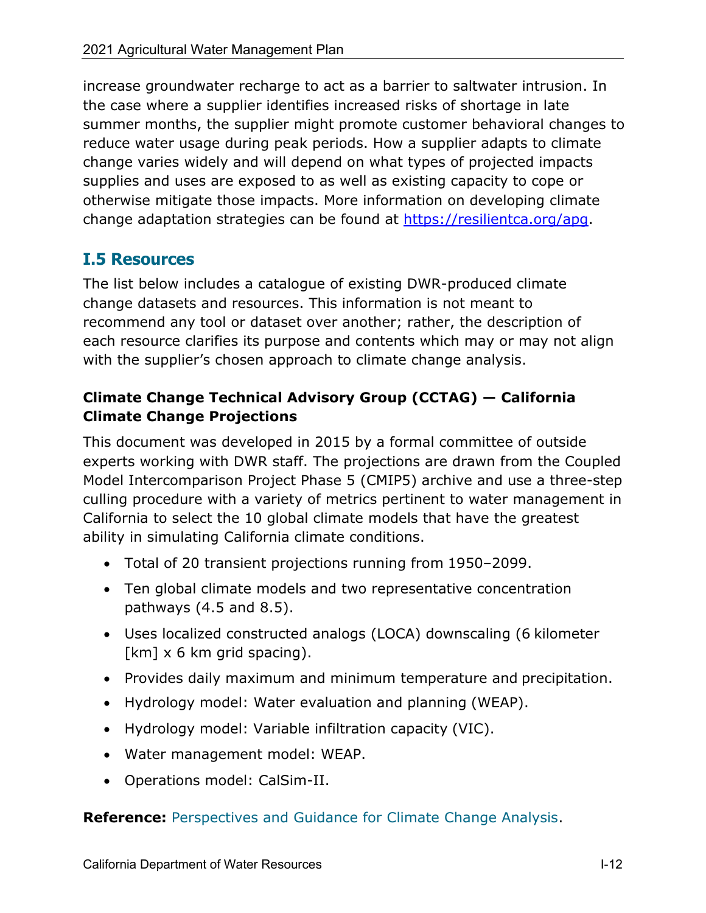increase groundwater recharge to act as a barrier to saltwater intrusion. In the case where a supplier identifies increased risks of shortage in late summer months, the supplier might promote customer behavioral changes to reduce water usage during peak periods. How a supplier adapts to climate change varies widely and will depend on what types of projected impacts supplies and uses are exposed to as well as existing capacity to cope or otherwise mitigate those impacts. More information on developing climate change adaptation strategies can be found at [https://resilientca.org/apg](https://resilientca.org/apg).

## I.5 Resources

The list below includes a catalogue of existing DWR-produced climate change datasets and resources. This information is not meant to recommend any tool or dataset over another; rather, the description of each resource clarifies its purpose and contents which may or may not align with the supplier's chosen approach to climate change analysis.

**Climate Change Technical Advisory Group (CCTAG) — California Climate Change Projections**

This document was developed in 2015 by a formal committee of outside experts working with DWR staff. The projections are drawn from the Coupled Model Intercomparison Project Phase 5 (CMIP5) archive and use a three-step culling procedure with a variety of metrics pertinent to water management in California to select the 10 global climate models that have the greatest ability in simulating California climate conditions.

- Total of 20 transient projections running from 1950–2099.
- Ten global climate models and two representative concentration pathways (4.5 and 8.5).
- Uses localized constructed analogs (LOCA) downscaling (6 kilometer [km] x 6 km grid spacing).
- Provides daily maximum and minimum temperature and precipitation.
- Hydrology model: Water evaluation and planning (WEAP).
- Hydrology model: Variable infiltration capacity (VIC).
- Water management model: WEAP.
- Operations model: CalSim-II.

**Reference:** Perspectives and Guidance for Climate Change Analysis.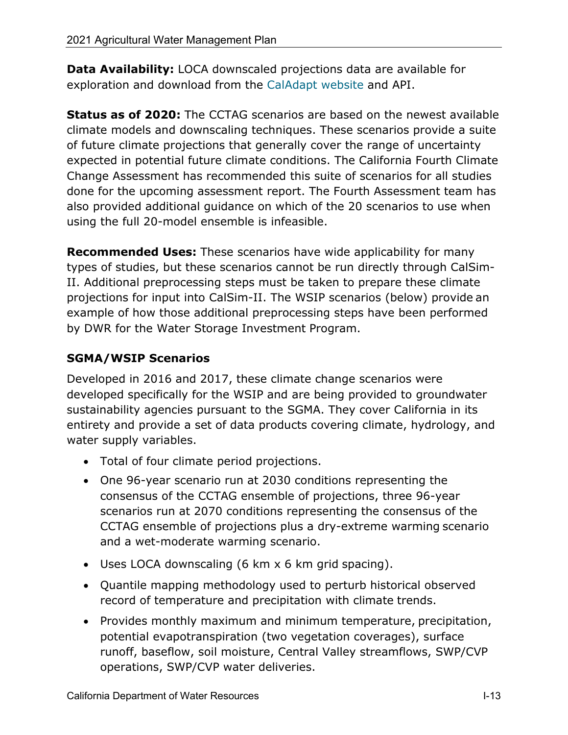**Data Availability:** LOCA downscaled projections data are available for exploration and download from the CalAdapt website and API.

**Status as of 2020:** The CCTAG scenarios are based on the newest available climate models and downscaling techniques. These scenarios provide a suite of future climate projections that generally cover the range of uncertainty expected in potential future climate conditions. The California Fourth Climate Change Assessment has recommended this suite of scenarios for all studies done for the upcoming assessment report. The Fourth Assessment team has also provided additional guidance on which of the 20 scenarios to use when using the full 20-model ensemble is infeasible.

**Recommended Uses:** These scenarios have wide applicability for many types of studies, but these scenarios cannot be run directly through CalSim-II. Additional preprocessing steps must be taken to prepare these climate projections for input into CalSim-II. The WSIP scenarios (below) provide an example of how those additional preprocessing steps have been performed by DWR for the Water Storage Investment Program.

### SGMA/WSIP Scenarios

Developed in 2016 and 2017, these climate change scenarios were developed specifically for the WSIP and are being provided to groundwater sustainability agencies pursuant to the SGMA. They cover California in its entirety and provide a set of data products covering climate, hydrology, and water supply variables.

- Total of four climate period projections.
- One 96-year scenario run at 2030 conditions representing the consensus of the CCTAG ensemble of projections, three 96-year scenarios run at 2070 conditions representing the consensus of the CCTAG ensemble of projections plus a dry-extreme warming scenario and a wet-moderate warming scenario.
- Uses LOCA downscaling (6 km x 6 km grid spacing).
- Quantile mapping methodology used to perturb historical observed record of temperature and precipitation with climate trends.
- Provides monthly maximum and minimum temperature, precipitation, potential evapotranspiration (two vegetation coverages), surface runoff, baseflow, soil moisture, Central Valley streamflows, SWP/CVP operations, SWP/CVP water deliveries.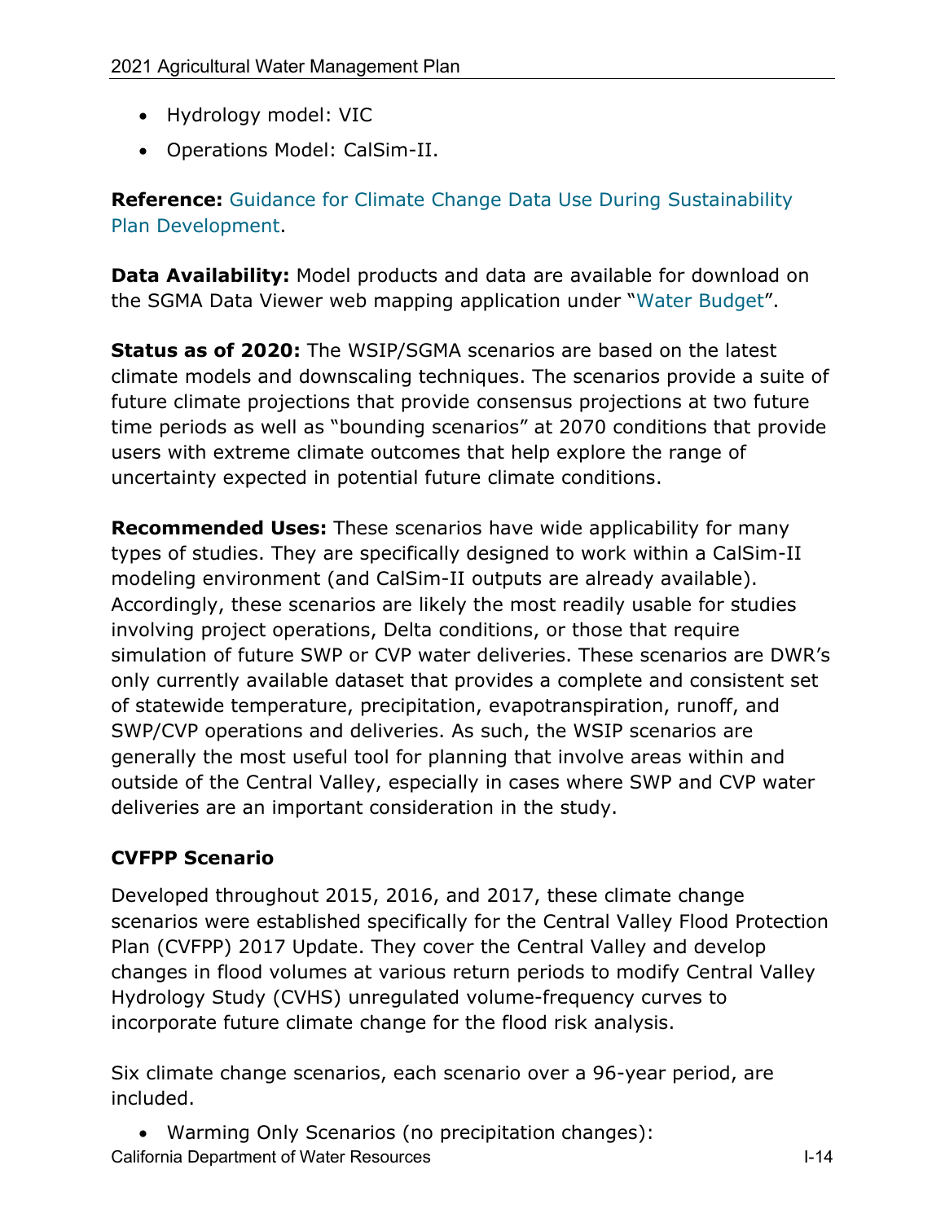- Hydrology model: VIC
- Operations Model: CalSim-II.

**Reference:** Guidance for Climate Change Data Use During Sustainability Plan Development.

**Data Availability:** Model products and data are available for download on the SGMA Data Viewer web mapping application under "Water Budget".

**Status as of 2020:** The WSIP/SGMA scenarios are based on the latest climate models and downscaling techniques. The scenarios provide a suite of future climate projections that provide consensus projections at two future time periods as well as "bounding scenarios" at 2070 conditions that provide users with extreme climate outcomes that help explore the range of uncertainty expected in potential future climate conditions.

**Recommended Uses:** These scenarios have wide applicability for many types of studies. They are specifically designed to work within a CalSim-II modeling environment (and CalSim-II outputs are already available). Accordingly, these scenarios are likely the most readily usable for studies involving project operations, Delta conditions, or those that require simulation of future SWP or CVP water deliveries. These scenarios are DWR's only currently available dataset that provides a complete and consistent set of statewide temperature, precipitation, evapotranspiration, runoff, and SWP/CVP operations and deliveries. As such, the WSIP scenarios are generally the most useful tool for planning that involve areas within and outside of the Central Valley, especially in cases where SWP and CVP water deliveries are an important consideration in the study.

### CVFPP Scenario

Developed throughout 2015, 2016, and 2017, these climate change scenarios were established specifically for the Central Valley Flood Protection Plan (CVFPP) 2017 Update. They cover the Central Valley and develop changes in flood volumes at various return periods to modify Central Valley Hydrology Study (CVHS) unregulated volume-frequency curves to incorporate future climate change for the flood risk analysis.

Six climate change scenarios, each scenario over a 96-year period, are included.

- Warming Only Scenarios (no precipitation changes):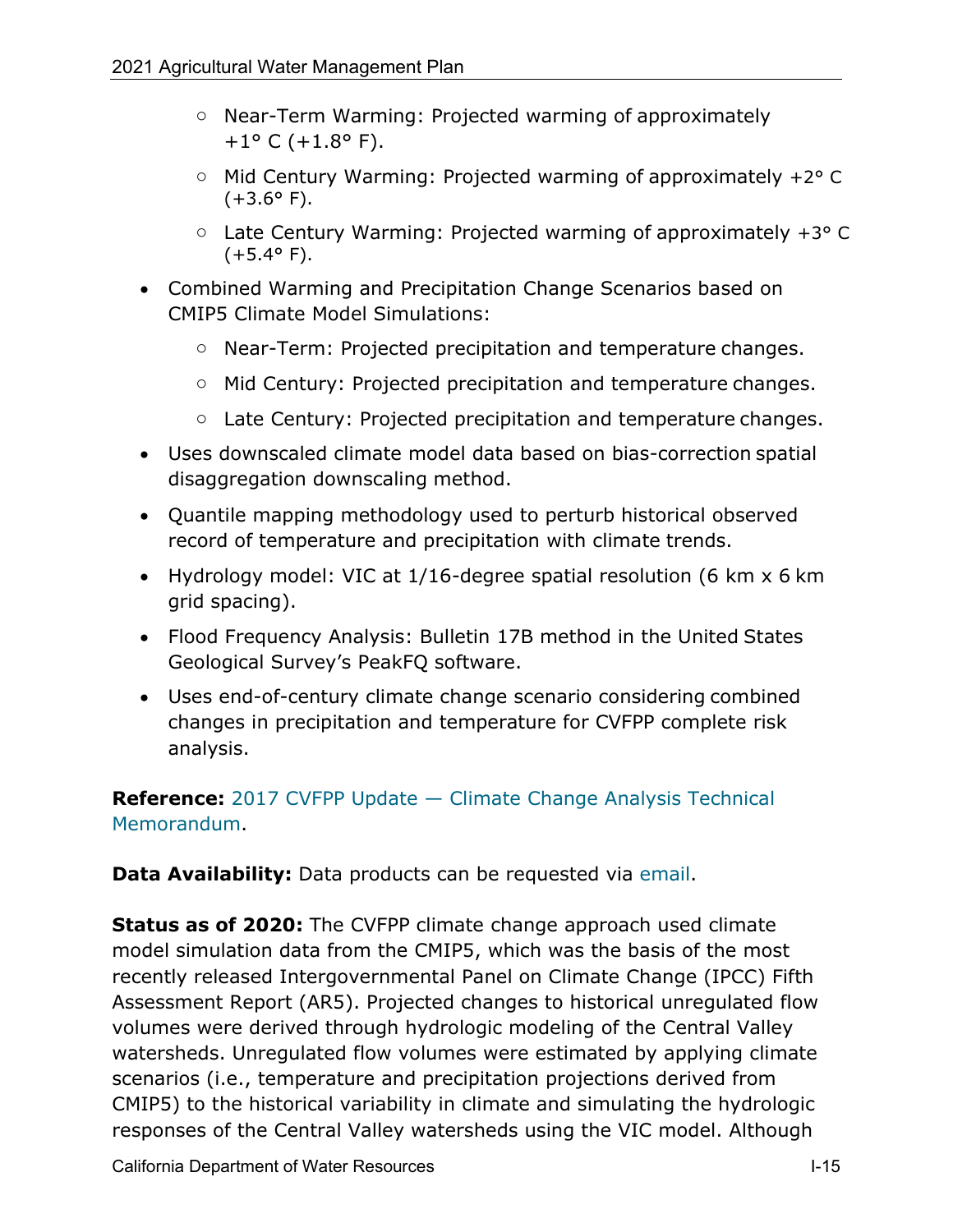- Near-Term Warming: Projected warming of approximately +1° C (+1.8° F).
  - Mid Century Warming: Projected warming of approximately +2° C (+3.6° F).
  - Late Century Warming: Projected warming of approximately +3° C (+5.4° F).
- Combined Warming and Precipitation Change Scenarios based on CMIP5 Climate Model Simulations:
  - Near-Term: Projected precipitation and temperature changes.
  - Mid Century: Projected precipitation and temperature changes.
  - Late Century: Projected precipitation and temperature changes.
- Uses downscaled climate model data based on bias-correction spatial disaggregation downscaling method.
- Quantile mapping methodology used to perturb historical observed record of temperature and precipitation with climate trends.
- Hydrology model: VIC at 1/16-degree spatial resolution (6 km x 6 km grid spacing).
- Flood Frequency Analysis: Bulletin 17B method in the United States Geological Survey's PeakFQ software.
- Uses end-of-century climate change scenario considering combined changes in precipitation and temperature for CVFPP complete risk analysis.

**Reference:** 2017 CVFPP Update — Climate Change Analysis Technical Memorandum.

**Data Availability:** Data products can be requested via email.

**Status as of 2020:** The CVFPP climate change approach used climate model simulation data from the CMIP5, which was the basis of the most recently released Intergovernmental Panel on Climate Change (IPCC) Fifth Assessment Report (AR5). Projected changes to historical unregulated flow volumes were derived through hydrologic modeling of the Central Valley watersheds. Unregulated flow volumes were estimated by applying climate scenarios (i.e., temperature and precipitation projections derived from CMIP5) to the historical variability in climate and simulating the hydrologic responses of the Central Valley watersheds using the VIC model. Although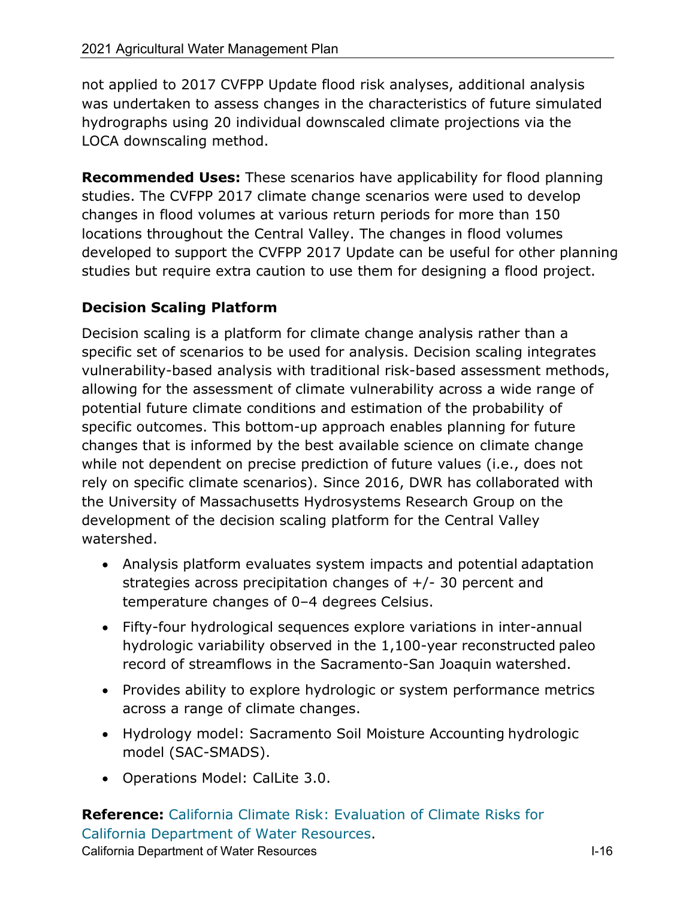not applied to 2017 CVFPP Update flood risk analyses, additional analysis was undertaken to assess changes in the characteristics of future simulated hydrographs using 20 individual downscaled climate projections via the LOCA downscaling method.

**Recommended Uses:** These scenarios have applicability for flood planning studies. The CVFPP 2017 climate change scenarios were used to develop changes in flood volumes at various return periods for more than 150 locations throughout the Central Valley. The changes in flood volumes developed to support the CVFPP 2017 Update can be useful for other planning studies but require extra caution to use them for designing a flood project.

### Decision Scaling Platform

Decision scaling is a platform for climate change analysis rather than a specific set of scenarios to be used for analysis. Decision scaling integrates vulnerability-based analysis with traditional risk-based assessment methods, allowing for the assessment of climate vulnerability across a wide range of potential future climate conditions and estimation of the probability of specific outcomes. This bottom-up approach enables planning for future changes that is informed by the best available science on climate change while not dependent on precise prediction of future values (i.e., does not rely on specific climate scenarios). Since 2016, DWR has collaborated with the University of Massachusetts Hydrosystems Research Group on the development of the decision scaling platform for the Central Valley watershed.

- Analysis platform evaluates system impacts and potential adaptation strategies across precipitation changes of +/- 30 percent and temperature changes of 0–4 degrees Celsius.
- Fifty-four hydrological sequences explore variations in inter-annual hydrologic variability observed in the 1,100-year reconstructed paleo record of streamflows in the Sacramento-San Joaquin watershed.
- Provides ability to explore hydrologic or system performance metrics across a range of climate changes.
- Hydrology model: Sacramento Soil Moisture Accounting hydrologic model (SAC-SMADS).
- Operations Model: CalLite 3.0.

**Reference:** California Climate Risk: Evaluation of Climate Risks for California Department of Water Resources.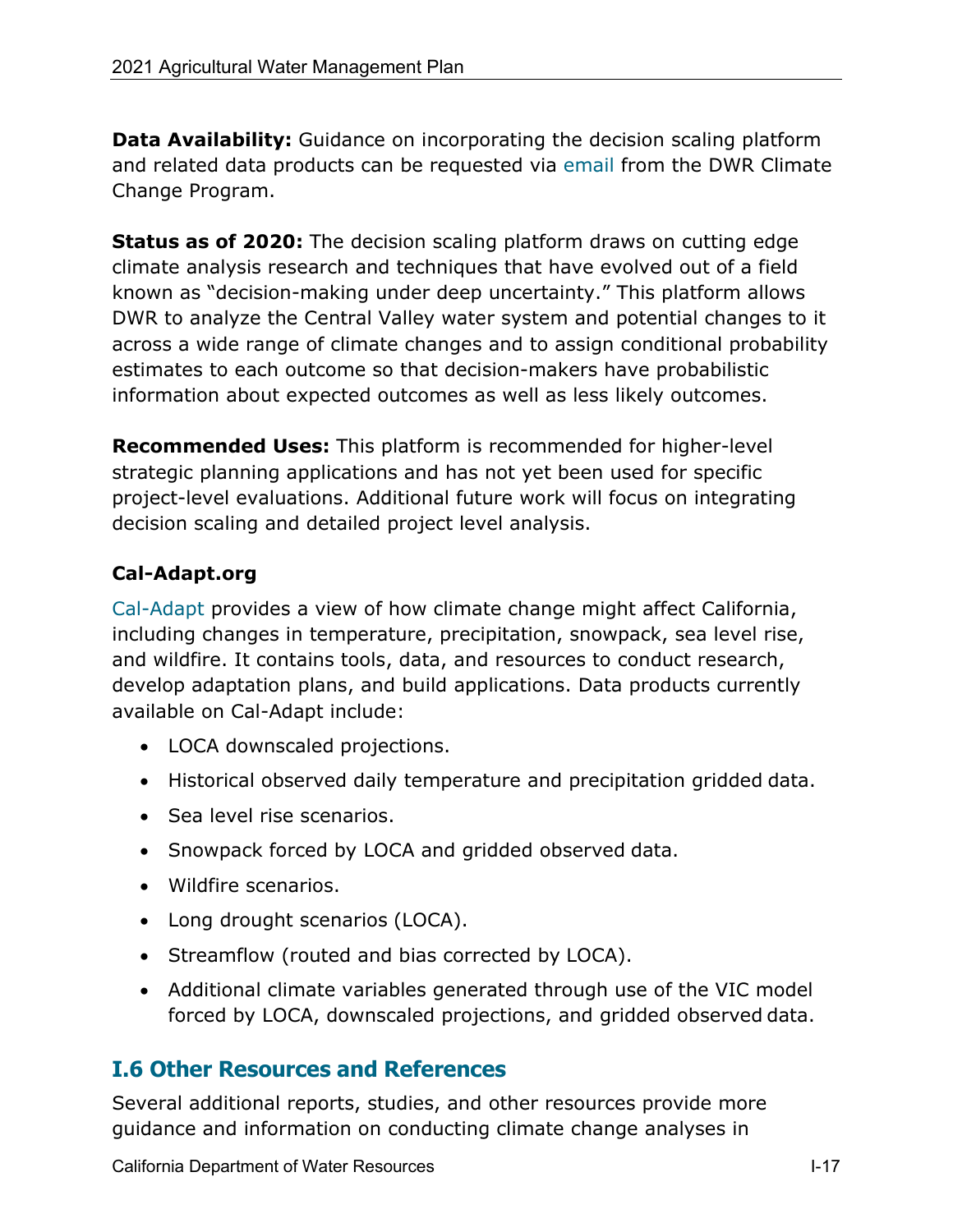**Data Availability:** Guidance on incorporating the decision scaling platform and related data products can be requested via email from the DWR Climate Change Program.

**Status as of 2020:** The decision scaling platform draws on cutting edge climate analysis research and techniques that have evolved out of a field known as "decision-making under deep uncertainty." This platform allows DWR to analyze the Central Valley water system and potential changes to it across a wide range of climate changes and to assign conditional probability estimates to each outcome so that decision-makers have probabilistic information about expected outcomes as well as less likely outcomes.

**Recommended Uses:** This platform is recommended for higher-level strategic planning applications and has not yet been used for specific project-level evaluations. Additional future work will focus on integrating decision scaling and detailed project level analysis.

### Cal-Adapt.org

Cal-Adapt provides a view of how climate change might affect California, including changes in temperature, precipitation, snowpack, sea level rise, and wildfire. It contains tools, data, and resources to conduct research, develop adaptation plans, and build applications. Data products currently available on Cal-Adapt include:

- LOCA downscaled projections.
- Historical observed daily temperature and precipitation gridded data.
- Sea level rise scenarios.
- Snowpack forced by LOCA and gridded observed data.
- Wildfire scenarios.
- Long drought scenarios (LOCA).
- Streamflow (routed and bias corrected by LOCA).
- Additional climate variables generated through use of the VIC model forced by LOCA, downscaled projections, and gridded observed data.

## I.6 Other Resources and References

Several additional reports, studies, and other resources provide more guidance and information on conducting climate change analyses in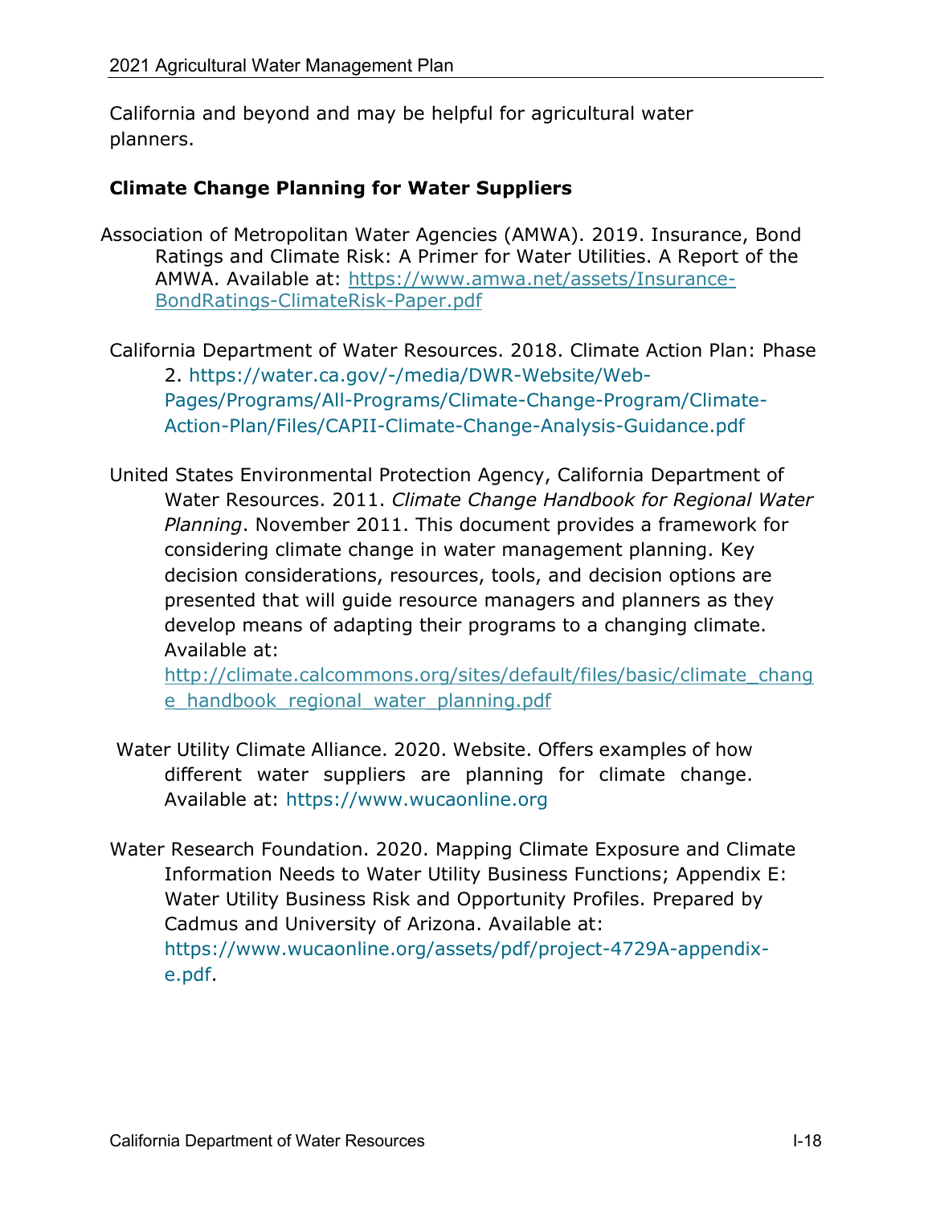California and beyond and may be helpful for agricultural water planners.

**Climate Change Planning for Water Suppliers**

Association of Metropolitan Water Agencies (AMWA). 2019. Insurance, Bond Ratings and Climate Risk: A Primer for Water Utilities. A Report of the AMWA. Available at: https://www.amwa.net/assets/Insurance-BondRatings-ClimateRisk-Paper.pdf

California Department of Water Resources. 2018. Climate Action Plan: Phase 2. https://water.ca.gov/-/media/DWR-Website/Web-Pages/Programs/All-Programs/Climate-Change-Program/Climate-Action-Plan/Files/CAPII-Climate-Change-Analysis-Guidance.pdf

United States Environmental Protection Agency, California Department of Water Resources. 2011. *Climate Change Handbook for Regional Water Planning*. November 2011. This document provides a framework for considering climate change in water management planning. Key decision considerations, resources, tools, and decision options are presented that will guide resource managers and planners as they develop means of adapting their programs to a changing climate. Available at: http://climate.calcommons.org/sites/default/files/basic/climate_change_handbook_regional_water_planning.pdf

Water Utility Climate Alliance. 2020. Website. Offers examples of how different water suppliers are planning for climate change. Available at: https://www.wucaonline.org

Water Research Foundation. 2020. Mapping Climate Exposure and Climate Information Needs to Water Utility Business Functions; Appendix E: Water Utility Business Risk and Opportunity Profiles. Prepared by Cadmus and University of Arizona. Available at: https://www.wucaonline.org/assets/pdf/project-4729A-appendix-e.pdf.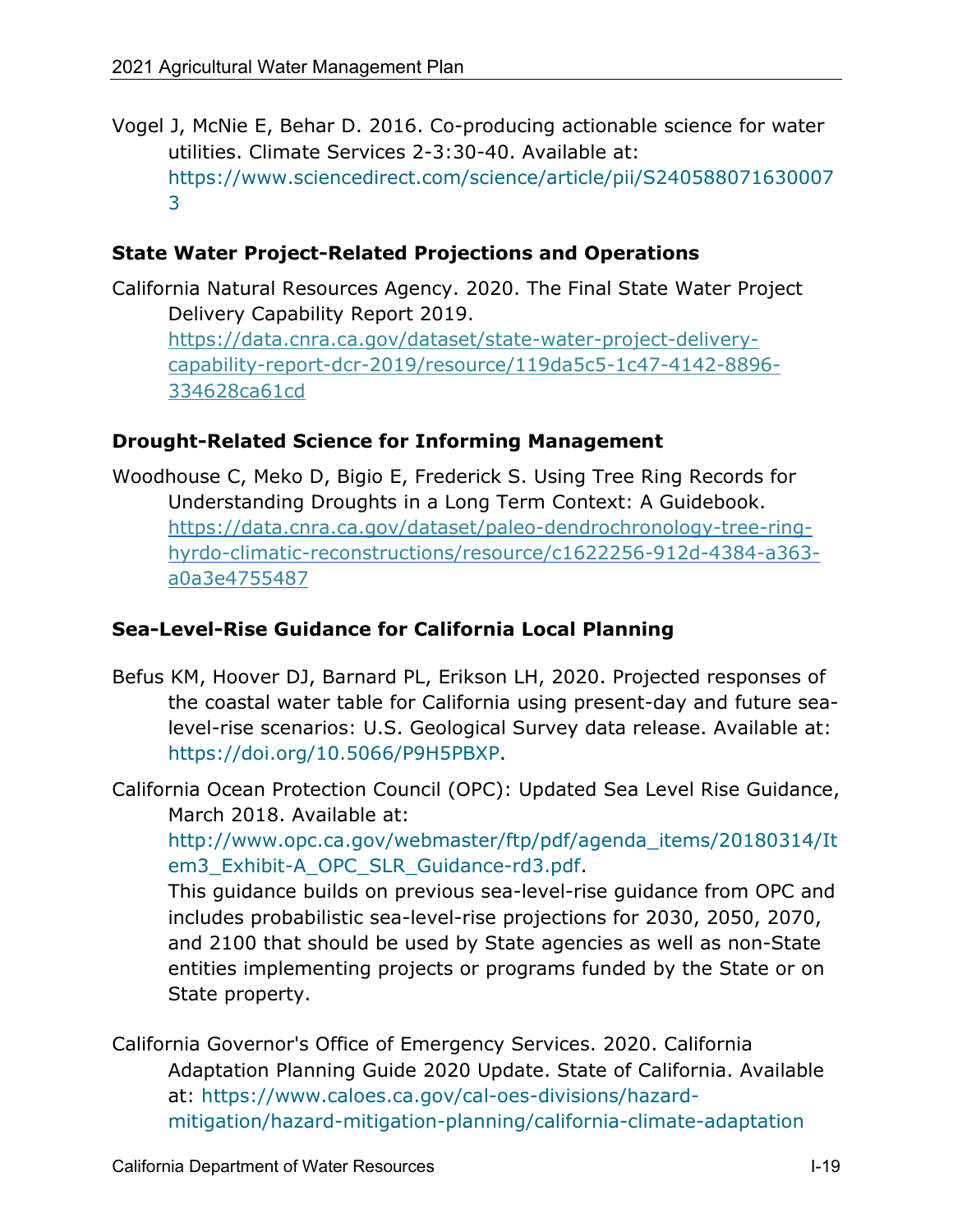Vogel J, McNie E, Behar D. 2016. Co-producing actionable science for water utilities. Climate Services 2-3:30-40. Available at: https://www.sciencedirect.com/science/article/pii/S2405880716300073

### State Water Project-Related Projections and Operations

California Natural Resources Agency. 2020. The Final State Water Project Delivery Capability Report 2019. https://data.cnra.ca.gov/dataset/state-water-project-delivery-capability-report-dcr-2019/resource/119da5c5-1c47-4142-8896-334628ca61cd

### Drought-Related Science for Informing Management

Woodhouse C, Meko D, Bigio E, Frederick S. Using Tree Ring Records for Understanding Droughts in a Long Term Context: A Guidebook. https://data.cnra.ca.gov/dataset/paleo-dendrochronology-tree-ring-hyrdo-climatic-reconstructions/resource/c1622256-912d-4384-a363-a0a3e4755487

### Sea-Level-Rise Guidance for California Local Planning

Befus KM, Hoover DJ, Barnard PL, Erikson LH, 2020. Projected responses of the coastal water table for California using present-day and future sea-level-rise scenarios: U.S. Geological Survey data release. Available at: https://doi.org/10.5066/P9H5PBXP.

California Ocean Protection Council (OPC): Updated Sea Level Rise Guidance, March 2018. Available at: http://www.opc.ca.gov/webmaster/ftp/pdf/agenda_items/20180314/Item3_Exhibit-A_OPC_SLR_Guidance-rd3.pdf.
This guidance builds on previous sea-level-rise guidance from OPC and includes probabilistic sea-level-rise projections for 2030, 2050, 2070, and 2100 that should be used by State agencies as well as non-State entities implementing projects or programs funded by the State or on State property.

California Governor's Office of Emergency Services. 2020. California Adaptation Planning Guide 2020 Update. State of California. Available at: https://www.caloes.ca.gov/cal-oes-divisions/hazard-mitigation/hazard-mitigation-planning/california-climate-adaptation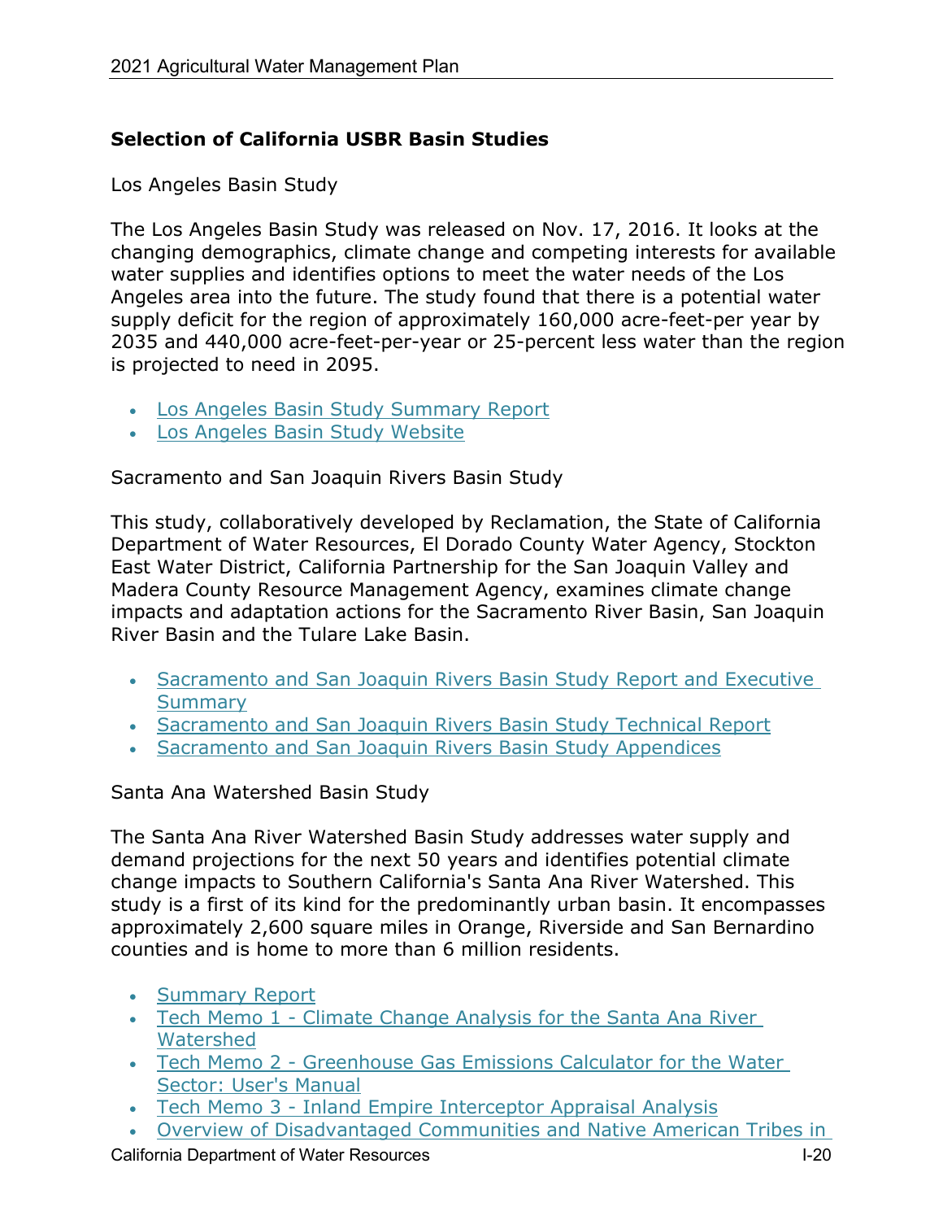## Selection of California USBR Basin Studies

Los Angeles Basin Study

The Los Angeles Basin Study was released on Nov. 17, 2016. It looks at the changing demographics, climate change and competing interests for available water supplies and identifies options to meet the water needs of the Los Angeles area into the future. The study found that there is a potential water supply deficit for the region of approximately 160,000 acre-feet-per year by 2035 and 440,000 acre-feet-per-year or 25-percent less water than the region is projected to need in 2095.

- Los Angeles Basin Study Summary Report
- Los Angeles Basin Study Website

Sacramento and San Joaquin Rivers Basin Study

This study, collaboratively developed by Reclamation, the State of California Department of Water Resources, El Dorado County Water Agency, Stockton East Water District, California Partnership for the San Joaquin Valley and Madera County Resource Management Agency, examines climate change impacts and adaptation actions for the Sacramento River Basin, San Joaquin River Basin and the Tulare Lake Basin.

- Sacramento and San Joaquin Rivers Basin Study Report and Executive Summary
- Sacramento and San Joaquin Rivers Basin Study Technical Report
- Sacramento and San Joaquin Rivers Basin Study Appendices

Santa Ana Watershed Basin Study

The Santa Ana River Watershed Basin Study addresses water supply and demand projections for the next 50 years and identifies potential climate change impacts to Southern California's Santa Ana River Watershed. This study is a first of its kind for the predominantly urban basin. It encompasses approximately 2,600 square miles in Orange, Riverside and San Bernardino counties and is home to more than 6 million residents.

- Summary Report
- Tech Memo 1 - Climate Change Analysis for the Santa Ana River Watershed
- Tech Memo 2 - Greenhouse Gas Emissions Calculator for the Water Sector: User's Manual
- Tech Memo 3 - Inland Empire Interceptor Appraisal Analysis
- Overview of Disadvantaged Communities and Native American Tribes in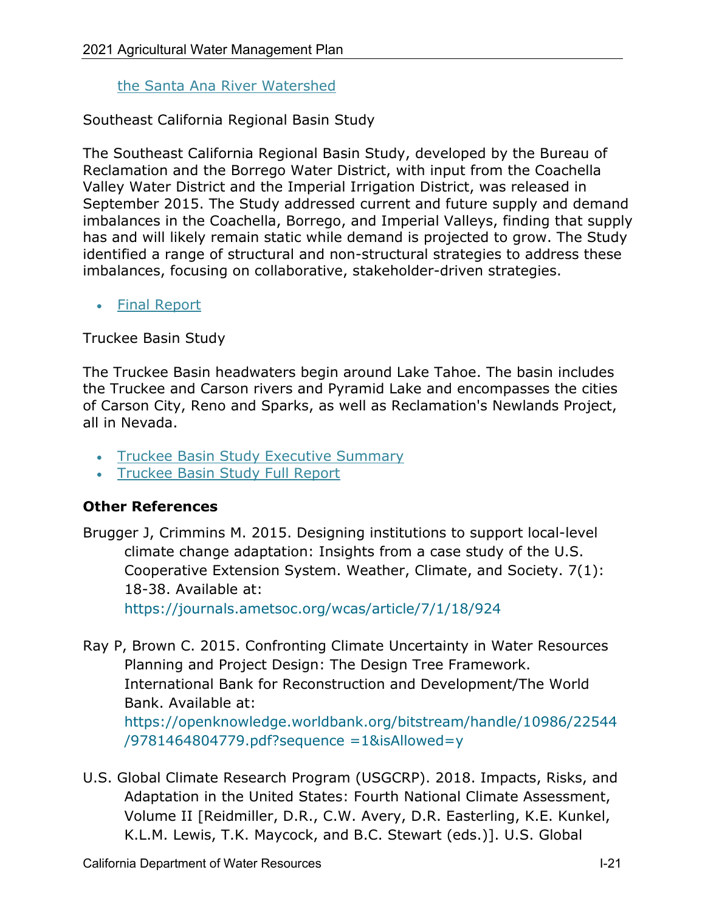[the Santa Ana River Watershed]

Southeast California Regional Basin Study

The Southeast California Regional Basin Study, developed by the Bureau of Reclamation and the Borrego Water District, with input from the Coachella Valley Water District and the Imperial Irrigation District, was released in September 2015. The Study addressed current and future supply and demand imbalances in the Coachella, Borrego, and Imperial Valleys, finding that supply has and will likely remain static while demand is projected to grow. The Study identified a range of structural and non-structural strategies to address these imbalances, focusing on collaborative, stakeholder-driven strategies.

- Final Report

Truckee Basin Study

The Truckee Basin headwaters begin around Lake Tahoe. The basin includes the Truckee and Carson rivers and Pyramid Lake and encompasses the cities of Carson City, Reno and Sparks, as well as Reclamation's Newlands Project, all in Nevada.

- Truckee Basin Study Executive Summary
- Truckee Basin Study Full Report

**Other References**

Brugger J, Crimmins M. 2015. Designing institutions to support local-level climate change adaptation: Insights from a case study of the U.S. Cooperative Extension System. Weather, Climate, and Society. 7(1): 18-38. Available at: https://journals.ametsoc.org/wcas/article/7/1/18/924

Ray P, Brown C. 2015. Confronting Climate Uncertainty in Water Resources Planning and Project Design: The Design Tree Framework. International Bank for Reconstruction and Development/The World Bank. Available at: https://openknowledge.worldbank.org/bitstream/handle/10986/22544/9781464804779.pdf?sequence =1&isAllowed=y

U.S. Global Climate Research Program (USGCRP). 2018. Impacts, Risks, and Adaptation in the United States: Fourth National Climate Assessment, Volume II [Reidmiller, D.R., C.W. Avery, D.R. Easterling, K.E. Kunkel, K.L.M. Lewis, T.K. Maycock, and B.C. Stewart (eds.)]. U.S. Global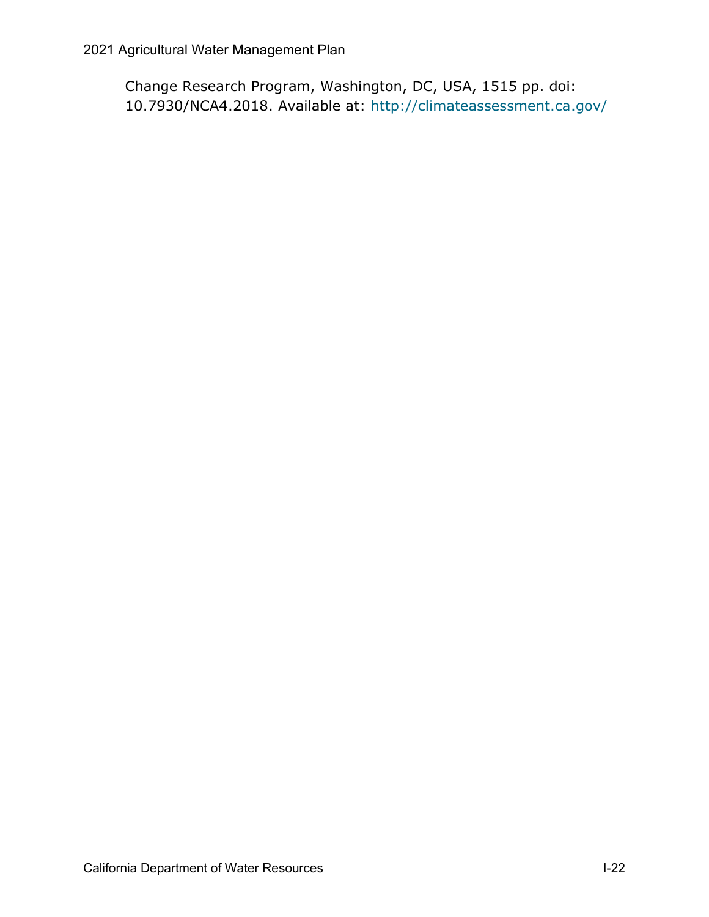Change Research Program, Washington, DC, USA, 1515 pp. doi: 10.7930/NCA4.2018. Available at: http://climateassessment.ca.gov/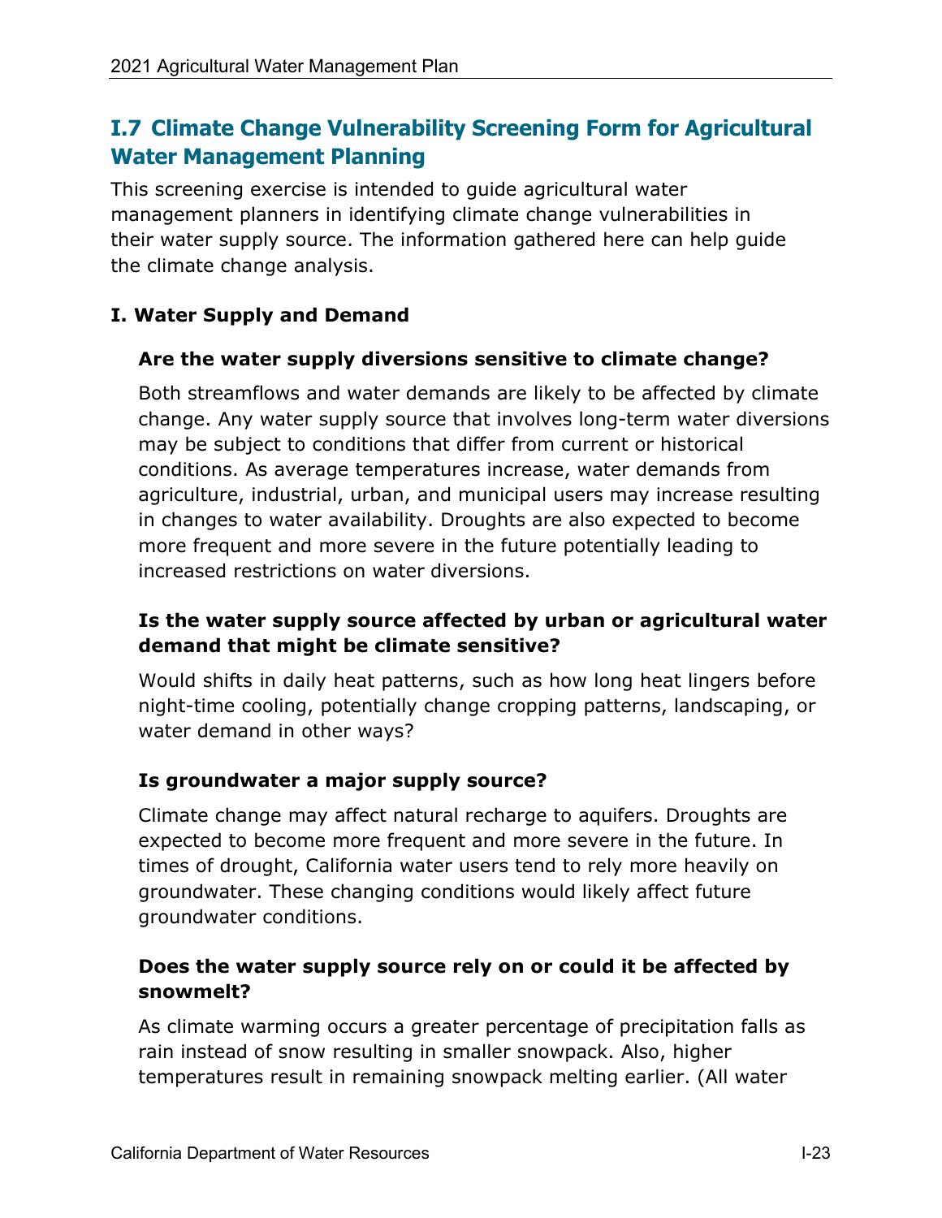## I.7 Climate Change Vulnerability Screening Form for Agricultural Water Management Planning

This screening exercise is intended to guide agricultural water management planners in identifying climate change vulnerabilities in their water supply source. The information gathered here can help guide the climate change analysis.

### I. Water Supply and Demand

#### Are the water supply diversions sensitive to climate change?

Both streamflows and water demands are likely to be affected by climate change. Any water supply source that involves long-term water diversions may be subject to conditions that differ from current or historical conditions. As average temperatures increase, water demands from agriculture, industrial, urban, and municipal users may increase resulting in changes to water availability. Droughts are also expected to become more frequent and more severe in the future potentially leading to increased restrictions on water diversions.

#### Is the water supply source affected by urban or agricultural water demand that might be climate sensitive?

Would shifts in daily heat patterns, such as how long heat lingers before night-time cooling, potentially change cropping patterns, landscaping, or water demand in other ways?

#### Is groundwater a major supply source?

Climate change may affect natural recharge to aquifers. Droughts are expected to become more frequent and more severe in the future. In times of drought, California water users tend to rely more heavily on groundwater. These changing conditions would likely affect future groundwater conditions.

#### Does the water supply source rely on or could it be affected by snowmelt?

As climate warming occurs a greater percentage of precipitation falls as rain instead of snow resulting in smaller snowpack. Also, higher temperatures result in remaining snowpack melting earlier. (All water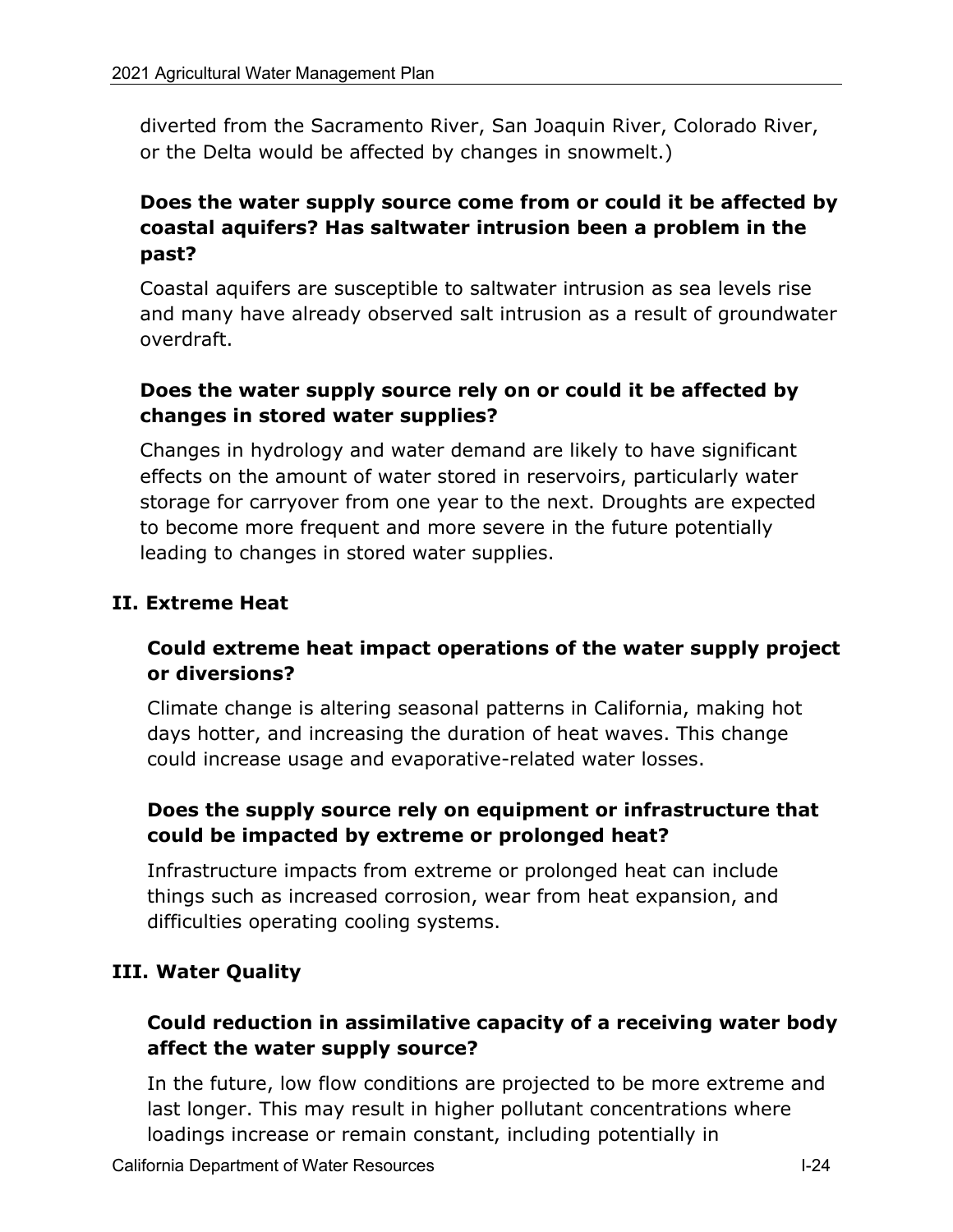diverted from the Sacramento River, San Joaquin River, Colorado River, or the Delta would be affected by changes in snowmelt.)

### Does the water supply source come from or could it be affected by coastal aquifers? Has saltwater intrusion been a problem in the past?

Coastal aquifers are susceptible to saltwater intrusion as sea levels rise and many have already observed salt intrusion as a result of groundwater overdraft.

### Does the water supply source rely on or could it be affected by changes in stored water supplies?

Changes in hydrology and water demand are likely to have significant effects on the amount of water stored in reservoirs, particularly water storage for carryover from one year to the next. Droughts are expected to become more frequent and more severe in the future potentially leading to changes in stored water supplies.

## II. Extreme Heat

### Could extreme heat impact operations of the water supply project or diversions?

Climate change is altering seasonal patterns in California, making hot days hotter, and increasing the duration of heat waves. This change could increase usage and evaporative-related water losses.

### Does the supply source rely on equipment or infrastructure that could be impacted by extreme or prolonged heat?

Infrastructure impacts from extreme or prolonged heat can include things such as increased corrosion, wear from heat expansion, and difficulties operating cooling systems.

## III. Water Quality

### Could reduction in assimilative capacity of a receiving water body affect the water supply source?

In the future, low flow conditions are projected to be more extreme and last longer. This may result in higher pollutant concentrations where loadings increase or remain constant, including potentially in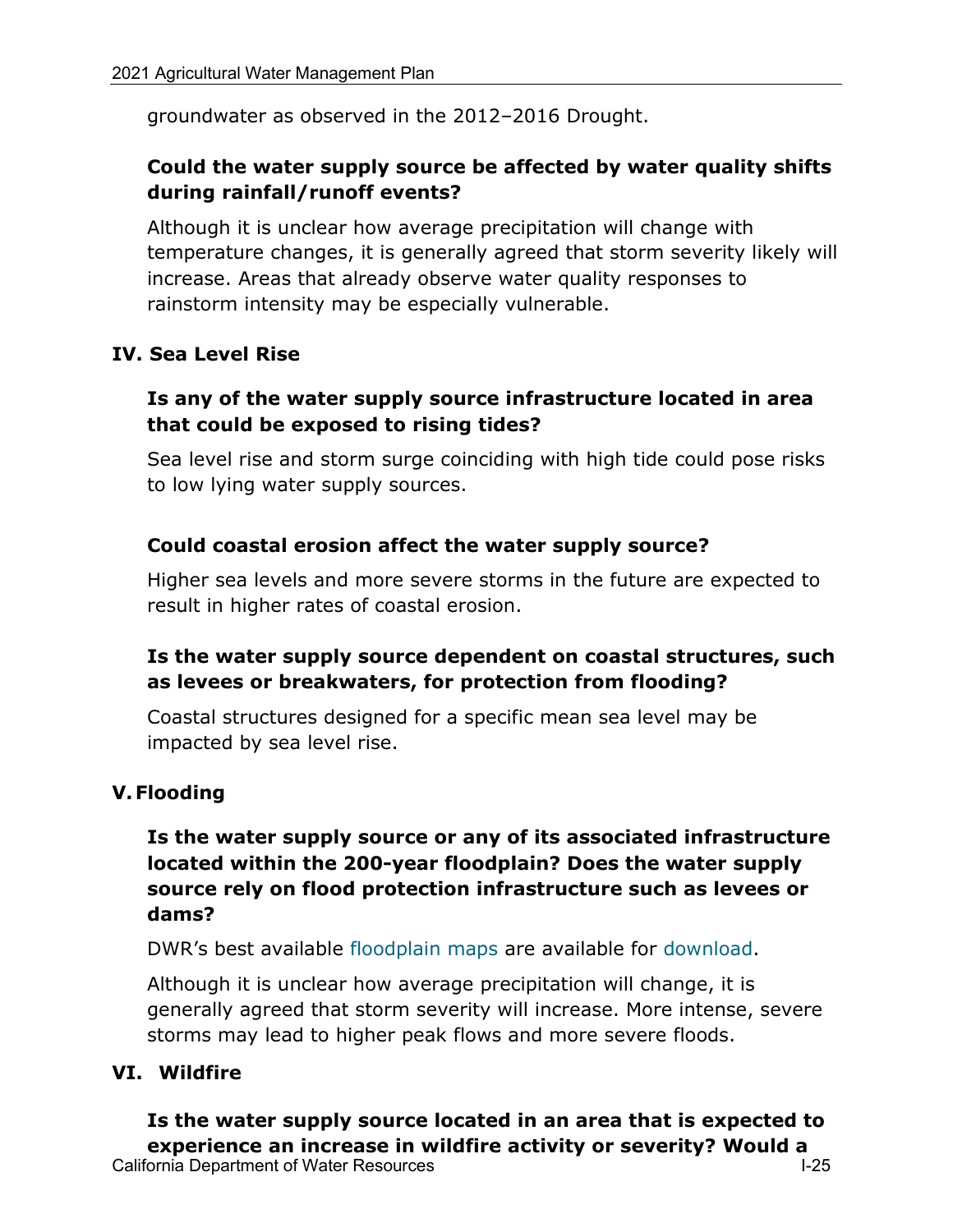groundwater as observed in the 2012–2016 Drought.

**Could the water supply source be affected by water quality shifts during rainfall/runoff events?**

Although it is unclear how average precipitation will change with temperature changes, it is generally agreed that storm severity likely will increase. Areas that already observe water quality responses to rainstorm intensity may be especially vulnerable.

## IV. Sea Level Rise

**Is any of the water supply source infrastructure located in area that could be exposed to rising tides?**

Sea level rise and storm surge coinciding with high tide could pose risks to low lying water supply sources.

**Could coastal erosion affect the water supply source?**

Higher sea levels and more severe storms in the future are expected to result in higher rates of coastal erosion.

**Is the water supply source dependent on coastal structures, such as levees or breakwaters, for protection from flooding?**

Coastal structures designed for a specific mean sea level may be impacted by sea level rise.

## V. Flooding

**Is the water supply source or any of its associated infrastructure located within the 200-year floodplain? Does the water supply source rely on flood protection infrastructure such as levees or dams?**

DWR's best available floodplain maps are available for download.

Although it is unclear how average precipitation will change, it is generally agreed that storm severity will increase. More intense, severe storms may lead to higher peak flows and more severe floods.

## VI. Wildfire

**Is the water supply source located in an area that is expected to experience an increase in wildfire activity or severity? Would a**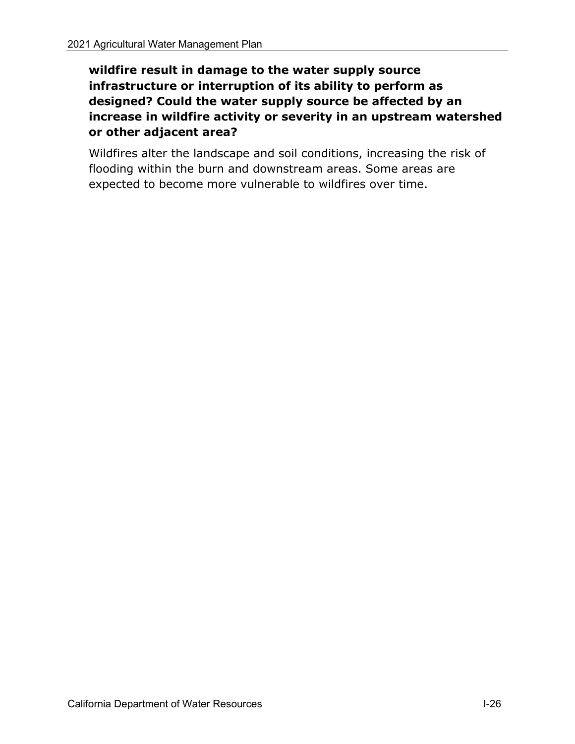**wildfire result in damage to the water supply source infrastructure or interruption of its ability to perform as designed? Could the water supply source be affected by an increase in wildfire activity or severity in an upstream watershed or other adjacent area?**

Wildfires alter the landscape and soil conditions, increasing the risk of flooding within the burn and downstream areas. Some areas are expected to become more vulnerable to wildfires over time.